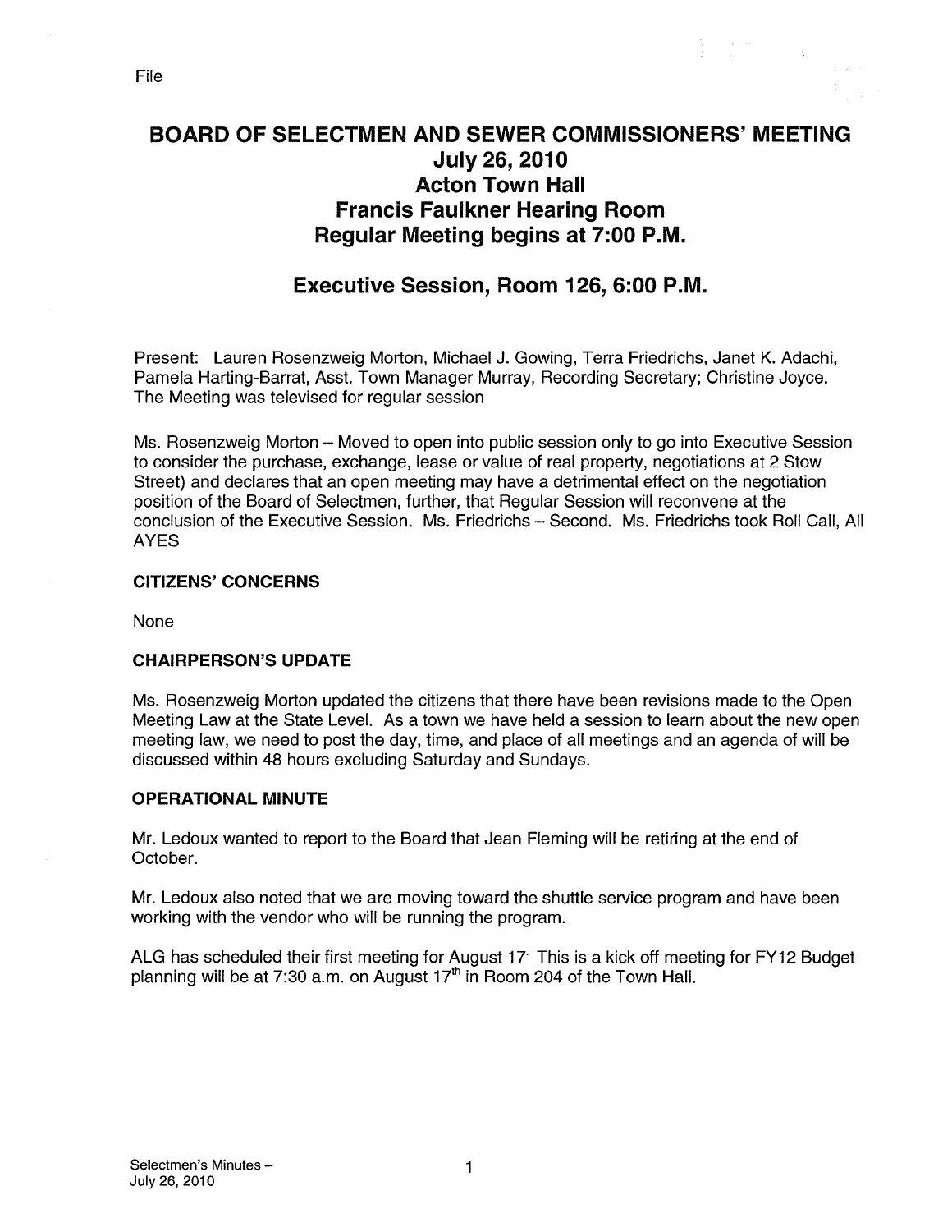File

# BOARD OF SELECTMEN AND SEWER COMMISSIONERS' MEETING
## July 26, 2010
## Acton Town Hall
## Francis Faulkner Hearing Room
## Regular Meeting begins at 7:00 P.M.

## Executive Session, Room 126, 6:00 P.M.

Present: Lauren Rosenzweig Morton, Michael J. Gowing, Terra Friedrichs, Janet K. Adachi, Pamela Harting-Barrat, Asst. Town Manager Murray, Recording Secretary; Christine Joyce. The Meeting was televised for regular session

Ms. Rosenzweig Morton – Moved to open into public session only to go into Executive Session to consider the purchase, exchange, lease or value of real property, negotiations at 2 Stow Street) and declares that an open meeting may have a detrimental effect on the negotiation position of the Board of Selectmen, further, that Regular Session will reconvene at the conclusion of the Executive Session. Ms. Friedrichs – Second. Ms. Friedrichs took Roll Call, All AYES

**CITIZENS' CONCERNS**

None

**CHAIRPERSON'S UPDATE**

Ms. Rosenzweig Morton updated the citizens that there have been revisions made to the Open Meeting Law at the State Level. As a town we have held a session to learn about the new open meeting law, we need to post the day, time, and place of all meetings and an agenda of will be discussed within 48 hours excluding Saturday and Sundays.

**OPERATIONAL MINUTE**

Mr. Ledoux wanted to report to the Board that Jean Fleming will be retiring at the end of October.

Mr. Ledoux also noted that we are moving toward the shuttle service program and have been working with the vendor who will be running the program.

ALG has scheduled their first meeting for August 17· This is a kick off meeting for FY12 Budget planning will be at 7:30 a.m. on August 17th in Room 204 of the Town Hall.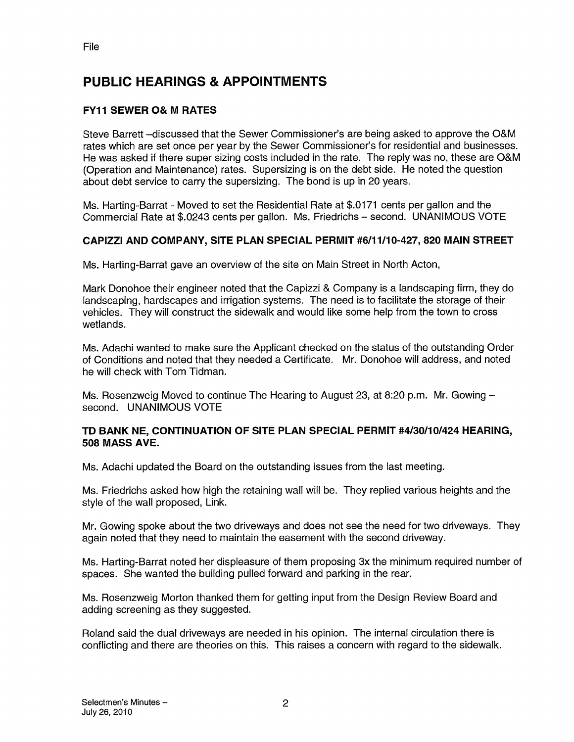File

# PUBLIC HEARINGS & APPOINTMENTS

### FY11 SEWER O& M RATES

Steve Barrett –discussed that the Sewer Commissioner's are being asked to approve the O&M rates which are set once per year by the Sewer Commissioner's for residential and businesses. He was asked if there super sizing costs included in the rate. The reply was no, these are O&M (Operation and Maintenance) rates. Supersizing is on the debt side. He noted the question about debt service to carry the supersizing. The bond is up in 20 years.

Ms. Harting-Barrat - Moved to set the Residential Rate at $.0171 cents per gallon and the Commercial Rate at $.0243 cents per gallon. Ms. Friedrichs – second. UNANIMOUS VOTE

### CAPIZZI AND COMPANY, SITE PLAN SPECIAL PERMIT #6/11/10-427, 820 MAIN STREET

Ms. Harting-Barrat gave an overview of the site on Main Street in North Acton,

Mark Donohoe their engineer noted that the Capizzi & Company is a landscaping firm, they do landscaping, hardscapes and irrigation systems. The need is to facilitate the storage of their vehicles. They will construct the sidewalk and would like some help from the town to cross wetlands.

Ms. Adachi wanted to make sure the Applicant checked on the status of the outstanding Order of Conditions and noted that they needed a Certificate. Mr. Donohoe will address, and noted he will check with Tom Tidman.

Ms. Rosenzweig Moved to continue The Hearing to August 23, at 8:20 p.m. Mr. Gowing – second. UNANIMOUS VOTE

### TD BANK NE, CONTINUATION OF SITE PLAN SPECIAL PERMIT #4/30/10/424 HEARING, 508 MASS AVE.

Ms. Adachi updated the Board on the outstanding issues from the last meeting.

Ms. Friedrichs asked how high the retaining wall will be. They replied various heights and the style of the wall proposed, Link.

Mr. Gowing spoke about the two driveways and does not see the need for two driveways. They again noted that they need to maintain the easement with the second driveway.

Ms. Harting-Barrat noted her displeasure of them proposing 3x the minimum required number of spaces. She wanted the building pulled forward and parking in the rear.

Ms. Rosenzweig Morton thanked them for getting input from the Design Review Board and adding screening as they suggested.

Roland said the dual driveways are needed in his opinion. The internal circulation there is conflicting and there are theories on this. This raises a concern with regard to the sidewalk.

Selectmen's Minutes –
July 26, 2010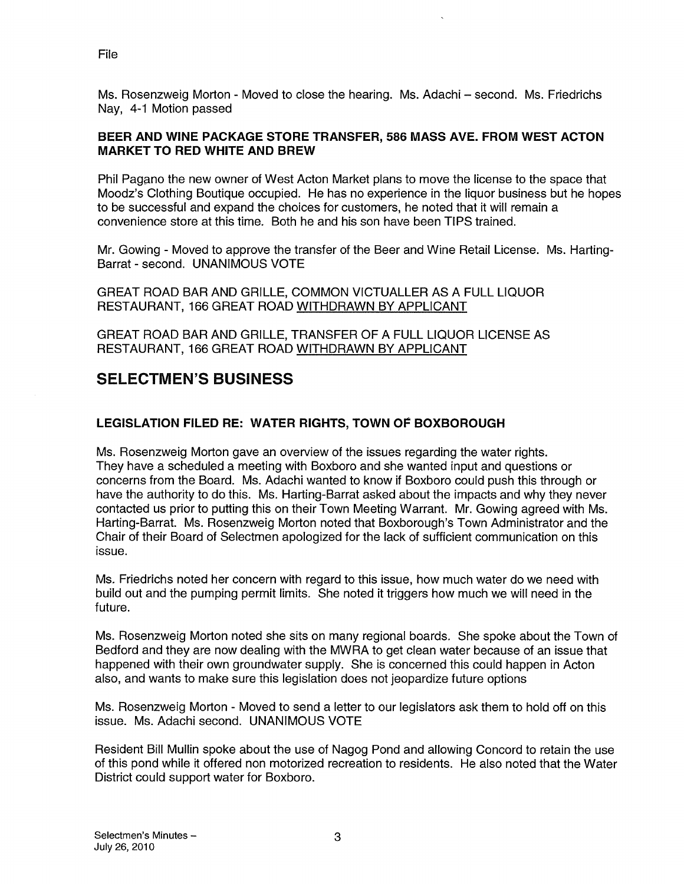File

Ms. Rosenzweig Morton - Moved to close the hearing. Ms. Adachi – second. Ms. Friedrichs Nay, 4-1 Motion passed

**BEER AND WINE PACKAGE STORE TRANSFER, 586 MASS AVE. FROM WEST ACTON MARKET TO RED WHITE AND BREW**

Phil Pagano the new owner of West Acton Market plans to move the license to the space that Moodz's Clothing Boutique occupied. He has no experience in the liquor business but he hopes to be successful and expand the choices for customers, he noted that it will remain a convenience store at this time. Both he and his son have been TIPS trained.

Mr. Gowing - Moved to approve the transfer of the Beer and Wine Retail License. Ms. Harting-Barrat - second. UNANIMOUS VOTE

GREAT ROAD BAR AND GRILLE, COMMON VICTUALLER AS A FULL LIQUOR RESTAURANT, 166 GREAT ROAD <u>WITHDRAWN BY APPLICANT</u>

GREAT ROAD BAR AND GRILLE, TRANSFER OF A FULL LIQUOR LICENSE AS RESTAURANT, 166 GREAT ROAD <u>WITHDRAWN BY APPLICANT</u>

## SELECTMEN'S BUSINESS

**LEGISLATION FILED RE: WATER RIGHTS, TOWN OF BOXBOROUGH**

Ms. Rosenzweig Morton gave an overview of the issues regarding the water rights. They have a scheduled a meeting with Boxboro and she wanted input and questions or concerns from the Board. Ms. Adachi wanted to know if Boxboro could push this through or have the authority to do this. Ms. Harting-Barrat asked about the impacts and why they never contacted us prior to putting this on their Town Meeting Warrant. Mr. Gowing agreed with Ms. Harting-Barrat. Ms. Rosenzweig Morton noted that Boxborough's Town Administrator and the Chair of their Board of Selectmen apologized for the lack of sufficient communication on this issue.

Ms. Friedrichs noted her concern with regard to this issue, how much water do we need with build out and the pumping permit limits. She noted it triggers how much we will need in the future.

Ms. Rosenzweig Morton noted she sits on many regional boards. She spoke about the Town of Bedford and they are now dealing with the MWRA to get clean water because of an issue that happened with their own groundwater supply. She is concerned this could happen in Acton also, and wants to make sure this legislation does not jeopardize future options

Ms. Rosenzweig Morton - Moved to send a letter to our legislators ask them to hold off on this issue. Ms. Adachi second. UNANIMOUS VOTE

Resident Bill Mullin spoke about the use of Nagog Pond and allowing Concord to retain the use of this pond while it offered non motorized recreation to residents. He also noted that the Water District could support water for Boxboro.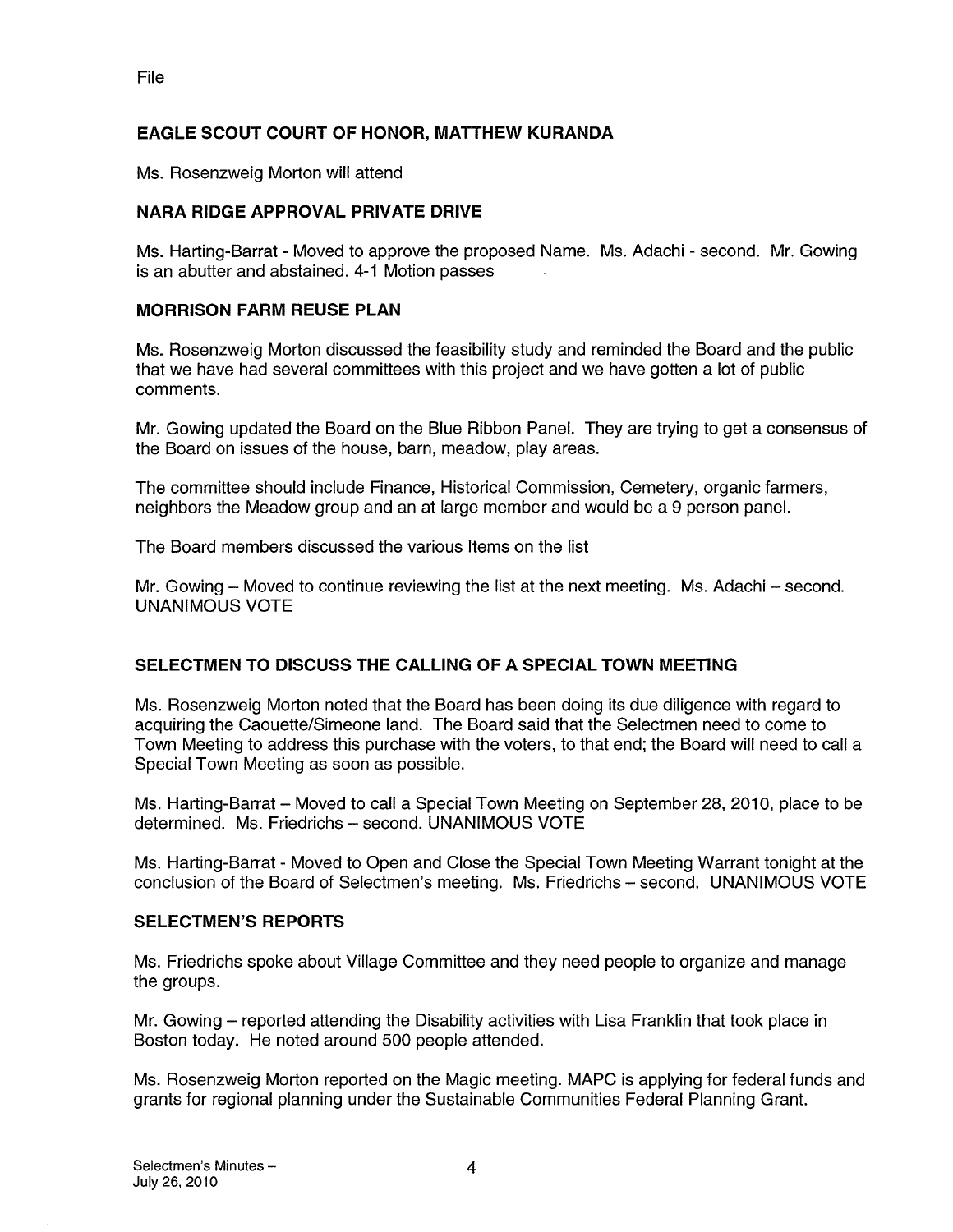File

## EAGLE SCOUT COURT OF HONOR, MATTHEW KURANDA

Ms. Rosenzweig Morton will attend

## NARA RIDGE APPROVAL PRIVATE DRIVE

Ms. Harting-Barrat - Moved to approve the proposed Name. Ms. Adachi - second. Mr. Gowing is an abutter and abstained. 4-1 Motion passes

## MORRISON FARM REUSE PLAN

Ms. Rosenzweig Morton discussed the feasibility study and reminded the Board and the public that we have had several committees with this project and we have gotten a lot of public comments.

Mr. Gowing updated the Board on the Blue Ribbon Panel. They are trying to get a consensus of the Board on issues of the house, barn, meadow, play areas.

The committee should include Finance, Historical Commission, Cemetery, organic farmers, neighbors the Meadow group and an at large member and would be a 9 person panel.

The Board members discussed the various Items on the list

Mr. Gowing – Moved to continue reviewing the list at the next meeting. Ms. Adachi – second. UNANIMOUS VOTE

## SELECTMEN TO DISCUSS THE CALLING OF A SPECIAL TOWN MEETING

Ms. Rosenzweig Morton noted that the Board has been doing its due diligence with regard to acquiring the Caouette/Simeone land. The Board said that the Selectmen need to come to Town Meeting to address this purchase with the voters, to that end; the Board will need to call a Special Town Meeting as soon as possible.

Ms. Harting-Barrat – Moved to call a Special Town Meeting on September 28, 2010, place to be determined. Ms. Friedrichs – second. UNANIMOUS VOTE

Ms. Harting-Barrat - Moved to Open and Close the Special Town Meeting Warrant tonight at the conclusion of the Board of Selectmen's meeting. Ms. Friedrichs – second. UNANIMOUS VOTE

## SELECTMEN'S REPORTS

Ms. Friedrichs spoke about Village Committee and they need people to organize and manage the groups.

Mr. Gowing – reported attending the Disability activities with Lisa Franklin that took place in Boston today. He noted around 500 people attended.

Ms. Rosenzweig Morton reported on the Magic meeting. MAPC is applying for federal funds and grants for regional planning under the Sustainable Communities Federal Planning Grant.

Selectmen's Minutes –
July 26, 2010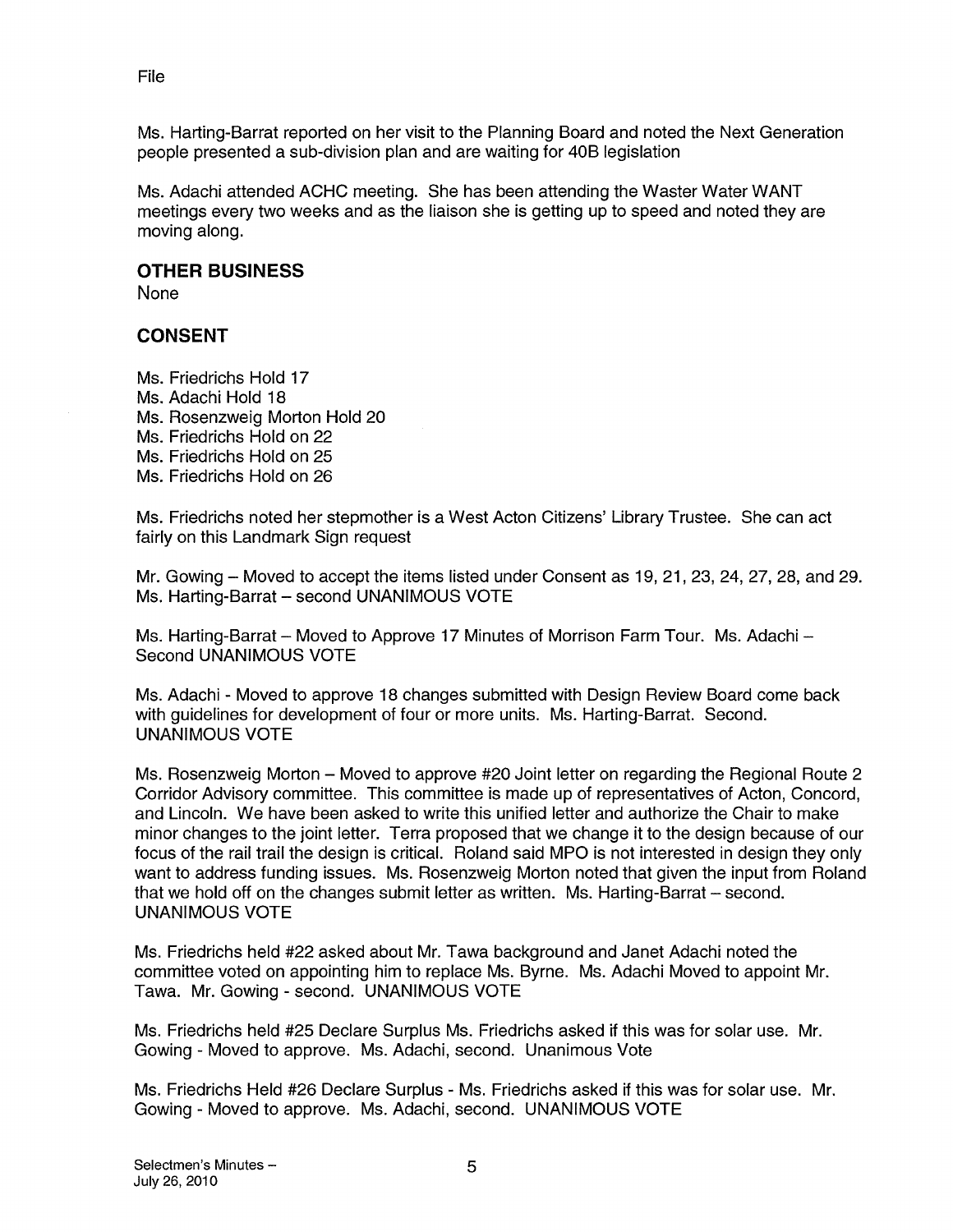File

Ms. Harting-Barrat reported on her visit to the Planning Board and noted the Next Generation people presented a sub-division plan and are waiting for 40B legislation

Ms. Adachi attended ACHC meeting. She has been attending the Waster Water WANT meetings every two weeks and as the liaison she is getting up to speed and noted they are moving along.

## OTHER BUSINESS

None

## CONSENT

Ms. Friedrichs Hold 17
Ms. Adachi Hold 18
Ms. Rosenzweig Morton Hold 20
Ms. Friedrichs Hold on 22
Ms. Friedrichs Hold on 25
Ms. Friedrichs Hold on 26

Ms. Friedrichs noted her stepmother is a West Acton Citizens' Library Trustee. She can act fairly on this Landmark Sign request

Mr. Gowing – Moved to accept the items listed under Consent as 19, 21, 23, 24, 27, 28, and 29. Ms. Harting-Barrat – second UNANIMOUS VOTE

Ms. Harting-Barrat – Moved to Approve 17 Minutes of Morrison Farm Tour. Ms. Adachi – Second UNANIMOUS VOTE

Ms. Adachi - Moved to approve 18 changes submitted with Design Review Board come back with guidelines for development of four or more units. Ms. Harting-Barrat. Second. UNANIMOUS VOTE

Ms. Rosenzweig Morton – Moved to approve #20 Joint letter on regarding the Regional Route 2 Corridor Advisory committee. This committee is made up of representatives of Acton, Concord, and Lincoln. We have been asked to write this unified letter and authorize the Chair to make minor changes to the joint letter. Terra proposed that we change it to the design because of our focus of the rail trail the design is critical. Roland said MPO is not interested in design they only want to address funding issues. Ms. Rosenzweig Morton noted that given the input from Roland that we hold off on the changes submit letter as written. Ms. Harting-Barrat – second. UNANIMOUS VOTE

Ms. Friedrichs held #22 asked about Mr. Tawa background and Janet Adachi noted the committee voted on appointing him to replace Ms. Byrne. Ms. Adachi Moved to appoint Mr. Tawa. Mr. Gowing - second. UNANIMOUS VOTE

Ms. Friedrichs held #25 Declare Surplus Ms. Friedrichs asked if this was for solar use. Mr. Gowing - Moved to approve. Ms. Adachi, second. Unanimous Vote

Ms. Friedrichs Held #26 Declare Surplus - Ms. Friedrichs asked if this was for solar use. Mr. Gowing - Moved to approve. Ms. Adachi, second. UNANIMOUS VOTE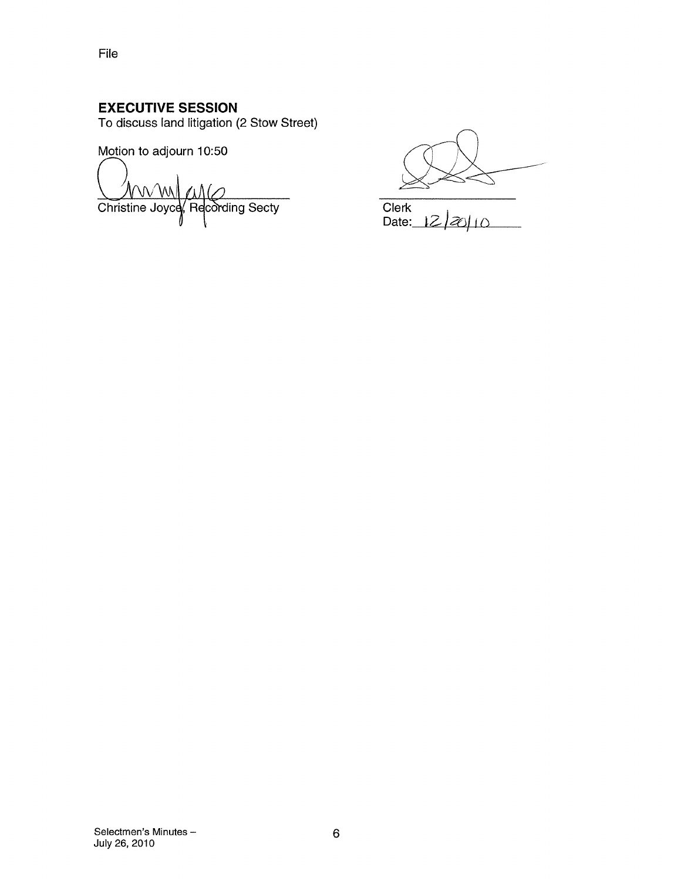File

## EXECUTIVE SESSION

To discuss land litigation (2 Stow Street)

Motion to adjourn 10:50

Christine Joyce, Recording Secty

Clerk

Date: 12/20/10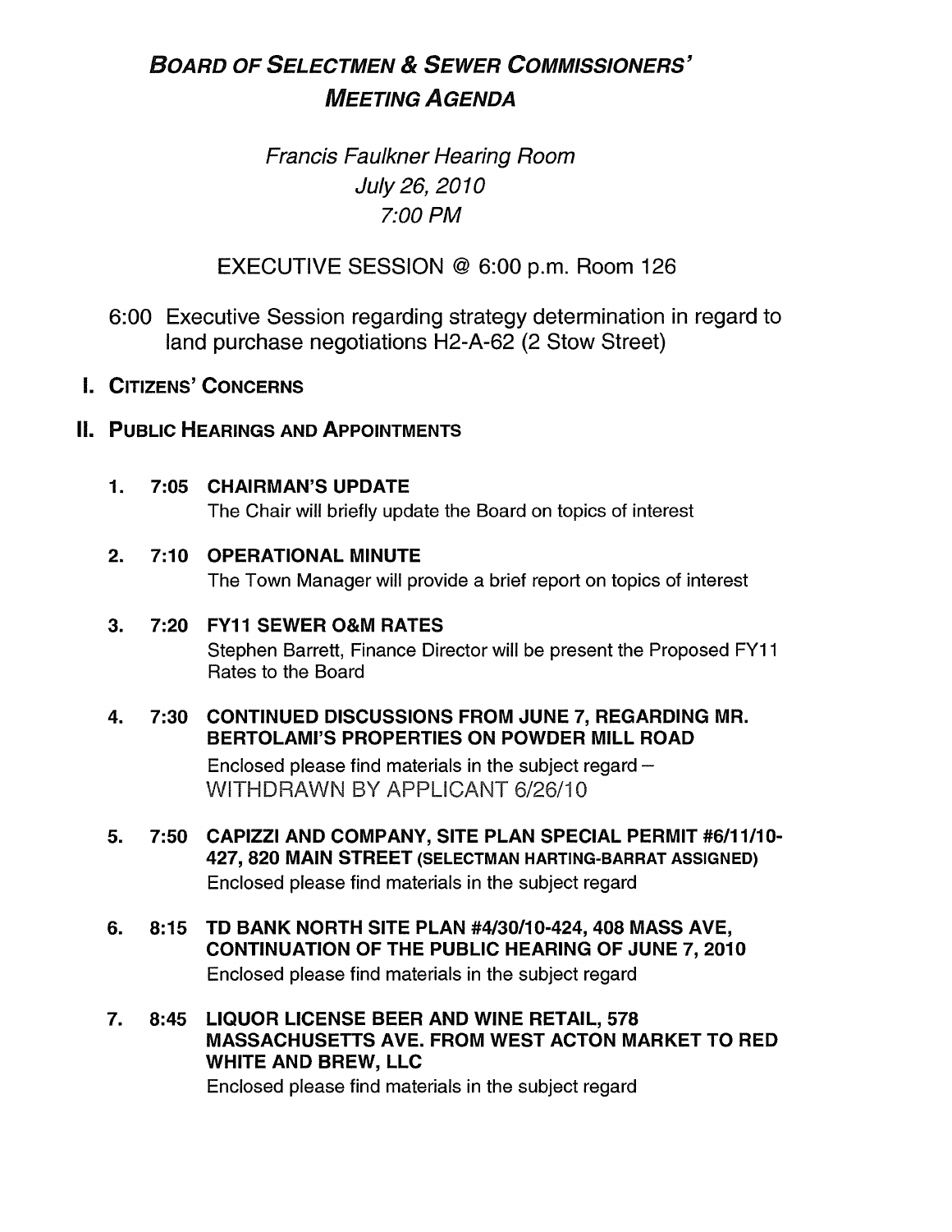# *BOARD OF SELECTMEN & SEWER COMMISSIONERS' MEETING AGENDA*

*Francis Faulkner Hearing Room*
*July 26, 2010*
*7:00 PM*

EXECUTIVE SESSION @ 6:00 p.m. Room 126

6:00 Executive Session regarding strategy determination in regard to land purchase negotiations H2-A-62 (2 Stow Street)

## I. CITIZENS' CONCERNS

## II. PUBLIC HEARINGS AND APPOINTMENTS

1. **7:05 CHAIRMAN'S UPDATE**
   The Chair will briefly update the Board on topics of interest

2. **7:10 OPERATIONAL MINUTE**
   The Town Manager will provide a brief report on topics of interest

3. **7:20 FY11 SEWER O&M RATES**
   Stephen Barrett, Finance Director will be present the Proposed FY11 Rates to the Board

4. **7:30 CONTINUED DISCUSSIONS FROM JUNE 7, REGARDING MR. BERTOLAMI'S PROPERTIES ON POWDER MILL ROAD**
   Enclosed please find materials in the subject regard –
   WITHDRAWN BY APPLICANT 6/26/10

5. **7:50 CAPIZZI AND COMPANY, SITE PLAN SPECIAL PERMIT #6/11/10-427, 820 MAIN STREET (SELECTMAN HARTING-BARRAT ASSIGNED)**
   Enclosed please find materials in the subject regard

6. **8:15 TD BANK NORTH SITE PLAN #4/30/10-424, 408 MASS AVE, CONTINUATION OF THE PUBLIC HEARING OF JUNE 7, 2010**
   Enclosed please find materials in the subject regard

7. **8:45 LIQUOR LICENSE BEER AND WINE RETAIL, 578 MASSACHUSETTS AVE. FROM WEST ACTON MARKET TO RED WHITE AND BREW, LLC**
   Enclosed please find materials in the subject regard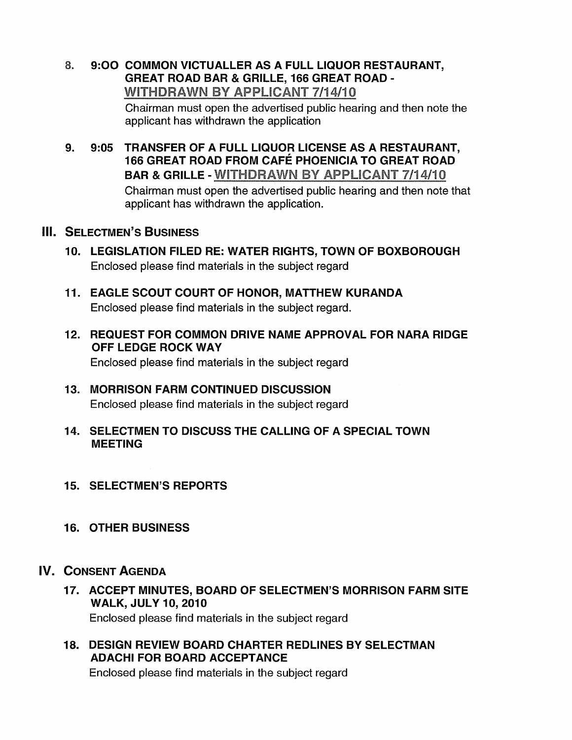8. **9:OO COMMON VICTUALLER AS A FULL LIQUOR RESTAURANT, GREAT ROAD BAR & GRILLE, 166 GREAT ROAD - WITHDRAWN BY APPLICANT 7/14/10**

   Chairman must open the advertised public hearing and then note the applicant has withdrawn the application

9. **9:05 TRANSFER OF A FULL LIQUOR LICENSE AS A RESTAURANT, 166 GREAT ROAD FROM CAFÉ PHOENICIA TO GREAT ROAD BAR & GRILLE - WITHDRAWN BY APPLICANT 7/14/10**

   Chairman must open the advertised public hearing and then note that applicant has withdrawn the application.

## III. SELECTMEN'S BUSINESS

10. **LEGISLATION FILED RE: WATER RIGHTS, TOWN OF BOXBOROUGH**

    Enclosed please find materials in the subject regard

11. **EAGLE SCOUT COURT OF HONOR, MATTHEW KURANDA**

    Enclosed please find materials in the subject regard.

12. **REQUEST FOR COMMON DRIVE NAME APPROVAL FOR NARA RIDGE OFF LEDGE ROCK WAY**

    Enclosed please find materials in the subject regard

13. **MORRISON FARM CONTINUED DISCUSSION**

    Enclosed please find materials in the subject regard

14. **SELECTMEN TO DISCUSS THE CALLING OF A SPECIAL TOWN MEETING**

15. **SELECTMEN'S REPORTS**

16. **OTHER BUSINESS**

## IV. CONSENT AGENDA

17. **ACCEPT MINUTES, BOARD OF SELECTMEN'S MORRISON FARM SITE WALK, JULY 10, 2010**

    Enclosed please find materials in the subject regard

18. **DESIGN REVIEW BOARD CHARTER REDLINES BY SELECTMAN ADACHI FOR BOARD ACCEPTANCE**

    Enclosed please find materials in the subject regard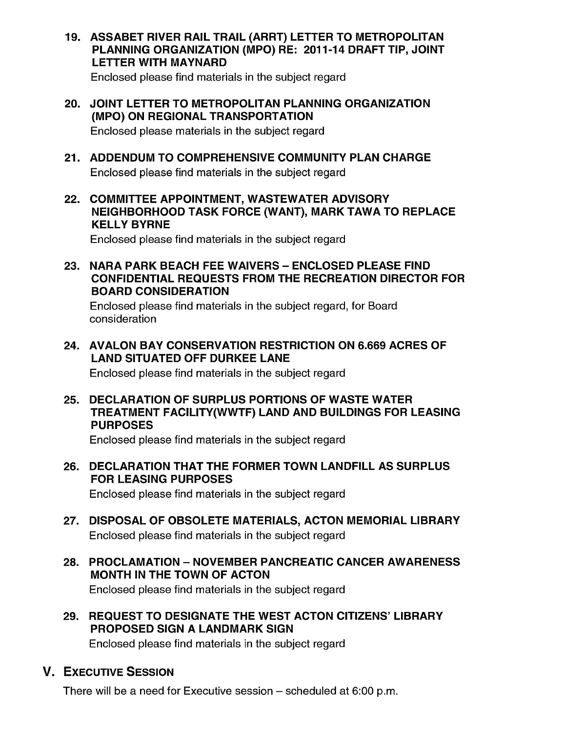19. **ASSABET RIVER RAIL TRAIL (ARRT) LETTER TO METROPOLITAN PLANNING ORGANIZATION (MPO) RE: 2011-14 DRAFT TIP, JOINT LETTER WITH MAYNARD**

    Enclosed please find materials in the subject regard

20. **JOINT LETTER TO METROPOLITAN PLANNING ORGANIZATION (MPO) ON REGIONAL TRANSPORTATION**

    Enclosed please materials in the subject regard

21. **ADDENDUM TO COMPREHENSIVE COMMUNITY PLAN CHARGE**

    Enclosed please find materials in the subject regard

22. **COMMITTEE APPOINTMENT, WASTEWATER ADVISORY NEIGHBORHOOD TASK FORCE (WANT), MARK TAWA TO REPLACE KELLY BYRNE**

    Enclosed please find materials in the subject regard

23. **NARA PARK BEACH FEE WAIVERS – ENCLOSED PLEASE FIND CONFIDENTIAL REQUESTS FROM THE RECREATION DIRECTOR FOR BOARD CONSIDERATION**

    Enclosed please find materials in the subject regard, for Board consideration

24. **AVALON BAY CONSERVATION RESTRICTION ON 6.669 ACRES OF LAND SITUATED OFF DURKEE LANE**

    Enclosed please find materials in the subject regard

25. **DECLARATION OF SURPLUS PORTIONS OF WASTE WATER TREATMENT FACILITY(WWTF) LAND AND BUILDINGS FOR LEASING PURPOSES**

    Enclosed please find materials in the subject regard

26. **DECLARATION THAT THE FORMER TOWN LANDFILL AS SURPLUS FOR LEASING PURPOSES**

    Enclosed please find materials in the subject regard

27. **DISPOSAL OF OBSOLETE MATERIALS, ACTON MEMORIAL LIBRARY**

    Enclosed please find materials in the subject regard

28. **PROCLAMATION – NOVEMBER PANCREATIC CANCER AWARENESS MONTH IN THE TOWN OF ACTON**

    Enclosed please find materials in the subject regard

29. **REQUEST TO DESIGNATE THE WEST ACTON CITIZENS' LIBRARY PROPOSED SIGN A LANDMARK SIGN**

    Enclosed please find materials in the subject regard

## V. EXECUTIVE SESSION

There will be a need for Executive session – scheduled at 6:00 p.m.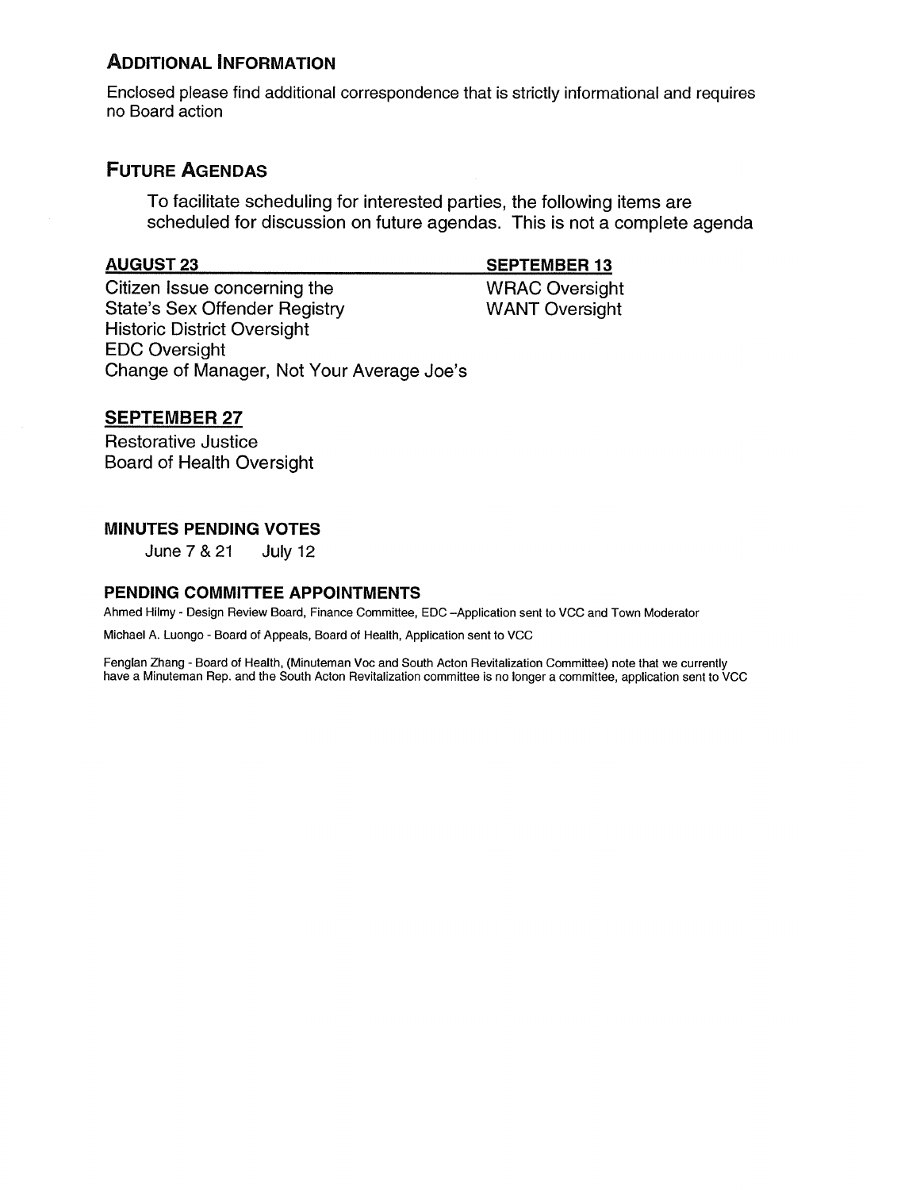## ADDITIONAL INFORMATION

Enclosed please find additional correspondence that is strictly informational and requires no Board action

## FUTURE AGENDAS

To facilitate scheduling for interested parties, the following items are scheduled for discussion on future agendas. This is not a complete agenda

**AUGUST 23**

Citizen Issue concerning the State's Sex Offender Registry
Historic District Oversight
EDC Oversight
Change of Manager, Not Your Average Joe's

**SEPTEMBER 13**

WRAC Oversight
WANT Oversight

**SEPTEMBER 27**

Restorative Justice
Board of Health Oversight

### MINUTES PENDING VOTES

June 7 & 21    July 12

### PENDING COMMITTEE APPOINTMENTS

Ahmed Hilmy - Design Review Board, Finance Committee, EDC –Application sent to VCC and Town Moderator

Michael A. Luongo - Board of Appeals, Board of Health, Application sent to VCC

Fenglan Zhang - Board of Health, (Minuteman Voc and South Acton Revitalization Committee) note that we currently have a Minuteman Rep. and the South Acton Revitalization committee is no longer a committee, application sent to VCC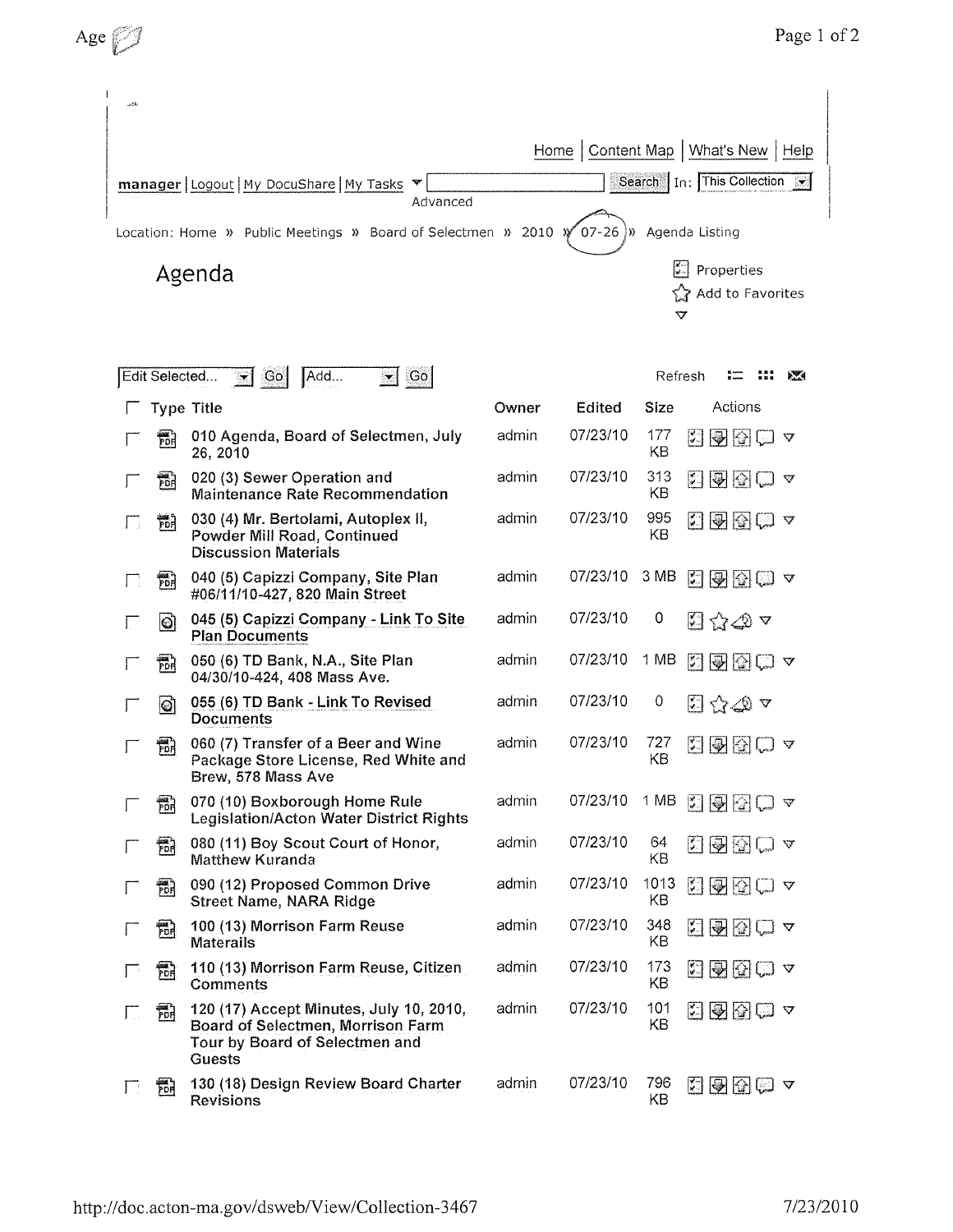Home | Content Map | What's New | Help

manager | Logout | My DocuShare | My Tasks | Search In: This Collection

Advanced

Location: Home » Public Meetings » Board of Selectmen » 2010 » 07-26 » Agenda Listing

# Agenda

Properties

Add to Favorites

Edit Selected... Go | Add... Go

Refresh

| Type | Title | Owner | Edited | Size |
|---|---|---|---|---|
| PDF | 010 Agenda, Board of Selectmen, July 26, 2010 | admin | 07/23/10 | 177 KB |
| PDF | 020 (3) Sewer Operation and Maintenance Rate Recommendation | admin | 07/23/10 | 313 KB |
| PDF | 030 (4) Mr. Bertolami, Autoplex II, Powder Mill Road, Continued Discussion Materials | admin | 07/23/10 | 995 KB |
| PDF | 040 (5) Capizzi Company, Site Plan #06/11/10-427, 820 Main Street | admin | 07/23/10 | 3 MB |
| Link | 045 (5) Capizzi Company - Link To Site Plan Documents | admin | 07/23/10 | 0 |
| PDF | 050 (6) TD Bank, N.A., Site Plan 04/30/10-424, 408 Mass Ave. | admin | 07/23/10 | 1 MB |
| Link | 055 (6) TD Bank - Link To Revised Documents | admin | 07/23/10 | 0 |
| PDF | 060 (7) Transfer of a Beer and Wine Package Store License, Red White and Brew, 578 Mass Ave | admin | 07/23/10 | 727 KB |
| PDF | 070 (10) Boxborough Home Rule Legislation/Acton Water District Rights | admin | 07/23/10 | 1 MB |
| PDF | 080 (11) Boy Scout Court of Honor, Matthew Kuranda | admin | 07/23/10 | 64 KB |
| PDF | 090 (12) Proposed Common Drive Street Name, NARA Ridge | admin | 07/23/10 | 1013 KB |
| PDF | 100 (13) Morrison Farm Reuse Materails | admin | 07/23/10 | 348 KB |
| PDF | 110 (13) Morrison Farm Reuse, Citizen Comments | admin | 07/23/10 | 173 KB |
| PDF | 120 (17) Accept Minutes, July 10, 2010, Board of Selectmen, Morrison Farm Tour by Board of Selectmen and Guests | admin | 07/23/10 | 101 KB |
| PDF | 130 (18) Design Review Board Charter Revisions | admin | 07/23/10 | 796 KB |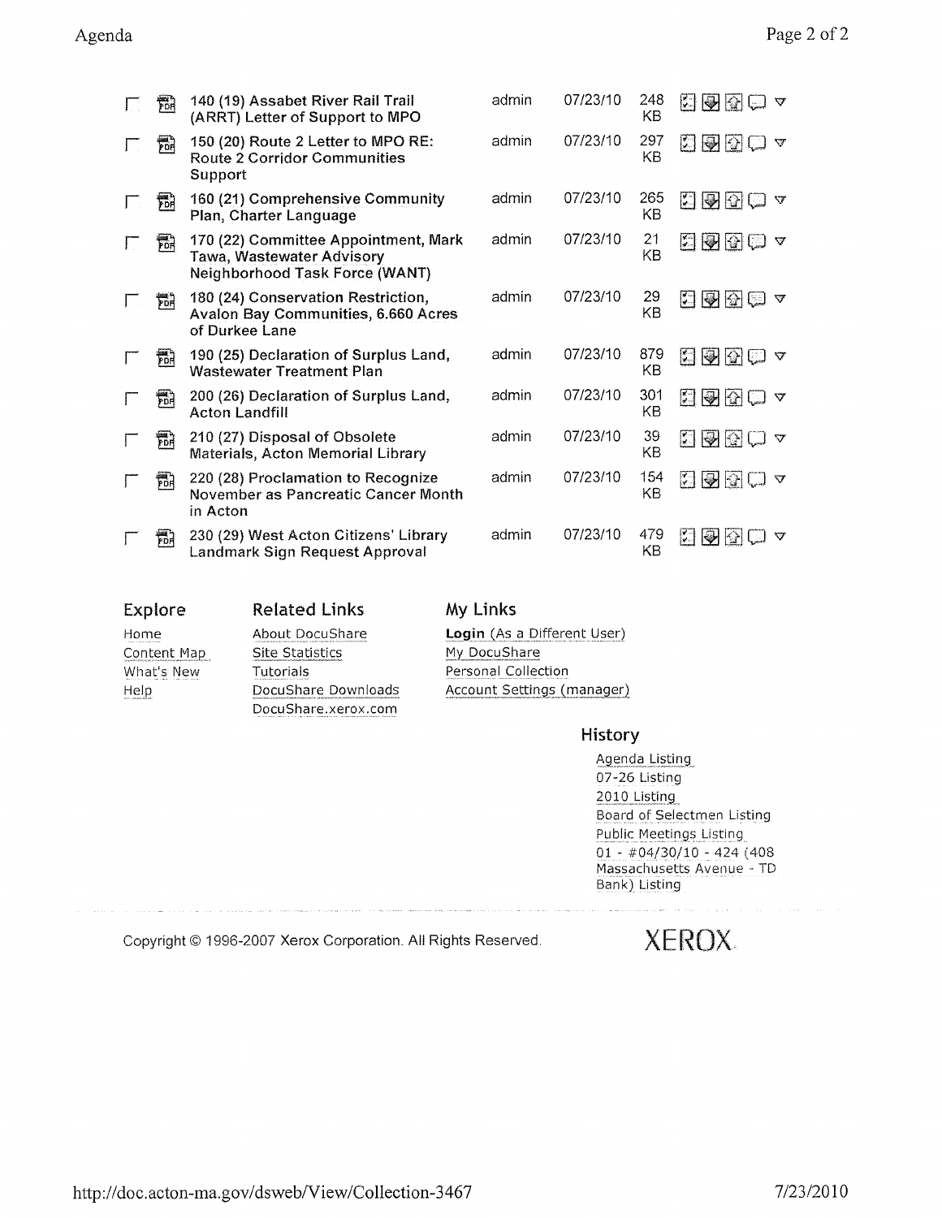| Title | Owner | Date | Size |
|---|---|---|---|
| 140 (19) Assabet River Rail Trail (ARRT) Letter of Support to MPO | admin | 07/23/10 | 248 KB |
| 150 (20) Route 2 Letter to MPO RE: Route 2 Corridor Communities Support | admin | 07/23/10 | 297 KB |
| 160 (21) Comprehensive Community Plan, Charter Language | admin | 07/23/10 | 265 KB |
| 170 (22) Committee Appointment, Mark Tawa, Wastewater Advisory Neighborhood Task Force (WANT) | admin | 07/23/10 | 21 KB |
| 180 (24) Conservation Restriction, Avalon Bay Communities, 6.660 Acres of Durkee Lane | admin | 07/23/10 | 29 KB |
| 190 (25) Declaration of Surplus Land, Wastewater Treatment Plan | admin | 07/23/10 | 879 KB |
| 200 (26) Declaration of Surplus Land, Acton Landfill | admin | 07/23/10 | 301 KB |
| 210 (27) Disposal of Obsolete Materials, Acton Memorial Library | admin | 07/23/10 | 39 KB |
| 220 (28) Proclamation to Recognize November as Pancreatic Cancer Month in Acton | admin | 07/23/10 | 154 KB |
| 230 (29) West Acton Citizens' Library Landmark Sign Request Approval | admin | 07/23/10 | 479 KB |

### Explore

- Home
- Content Map
- What's New
- Help

### Related Links

- About DocuShare
- Site Statistics
- Tutorials
- DocuShare Downloads
- DocuShare.xerox.com

### My Links

- **Login** (As a Different User)
- My DocuShare
- Personal Collection
- Account Settings (manager)

### History

- Agenda Listing
- 07-26 Listing
- 2010 Listing
- Board of Selectmen Listing
- Public Meetings Listing
- 01 - #04/30/10 - 424 (408 Massachusetts Avenue - TD Bank) Listing

Copyright © 1996-2007 Xerox Corporation. All Rights Reserved.

XEROX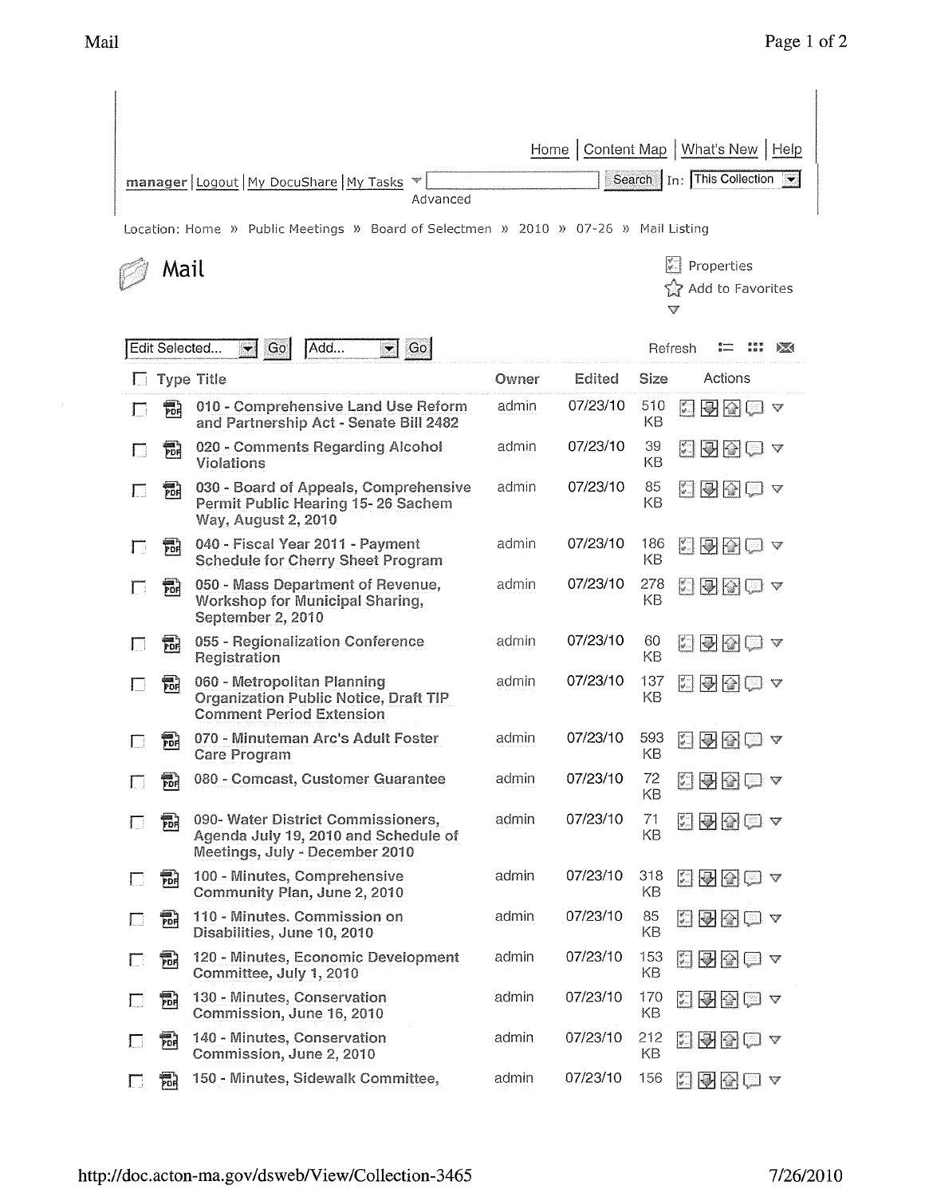Home | Content Map | What's New | Help

manager | Logout | My DocuShare | My Tasks | Search In: This Collection

Advanced

Location: Home » Public Meetings » Board of Selectmen » 2010 » 07-26 » Mail Listing

# Mail

Properties

Add to Favorites

Edit Selected... Go | Add... Go | Refresh

| Type | Title | Owner | Edited | Size | Actions |
|---|---|---|---|---|---|
| PDF | 010 - Comprehensive Land Use Reform and Partnership Act - Senate Bill 2482 | admin | 07/23/10 | 510 KB | |
| PDF | 020 - Comments Regarding Alcohol Violations | admin | 07/23/10 | 39 KB | |
| PDF | 030 - Board of Appeals, Comprehensive Permit Public Hearing 15- 26 Sachem Way, August 2, 2010 | admin | 07/23/10 | 85 KB | |
| PDF | 040 - Fiscal Year 2011 - Payment Schedule for Cherry Sheet Program | admin | 07/23/10 | 186 KB | |
| PDF | 050 - Mass Department of Revenue, Workshop for Municipal Sharing, September 2, 2010 | admin | 07/23/10 | 278 KB | |
| PDF | 055 - Regionalization Conference Registration | admin | 07/23/10 | 60 KB | |
| PDF | 060 - Metropolitan Planning Organization Public Notice, Draft TIP Comment Period Extension | admin | 07/23/10 | 137 KB | |
| PDF | 070 - Minuteman Arc's Adult Foster Care Program | admin | 07/23/10 | 593 KB | |
| PDF | 080 - Comcast, Customer Guarantee | admin | 07/23/10 | 72 KB | |
| PDF | 090- Water District Commissioners, Agenda July 19, 2010 and Schedule of Meetings, July - December 2010 | admin | 07/23/10 | 71 KB | |
| PDF | 100 - Minutes, Comprehensive Community Plan, June 2, 2010 | admin | 07/23/10 | 318 KB | |
| PDF | 110 - Minutes. Commission on Disabilities, June 10, 2010 | admin | 07/23/10 | 85 KB | |
| PDF | 120 - Minutes, Economic Development Committee, July 1, 2010 | admin | 07/23/10 | 153 KB | |
| PDF | 130 - Minutes, Conservation Commission, June 16, 2010 | admin | 07/23/10 | 170 KB | |
| PDF | 140 - Minutes, Conservation Commission, June 2, 2010 | admin | 07/23/10 | 212 KB | |
| PDF | 150 - Minutes, Sidewalk Committee, | admin | 07/23/10 | 156 | |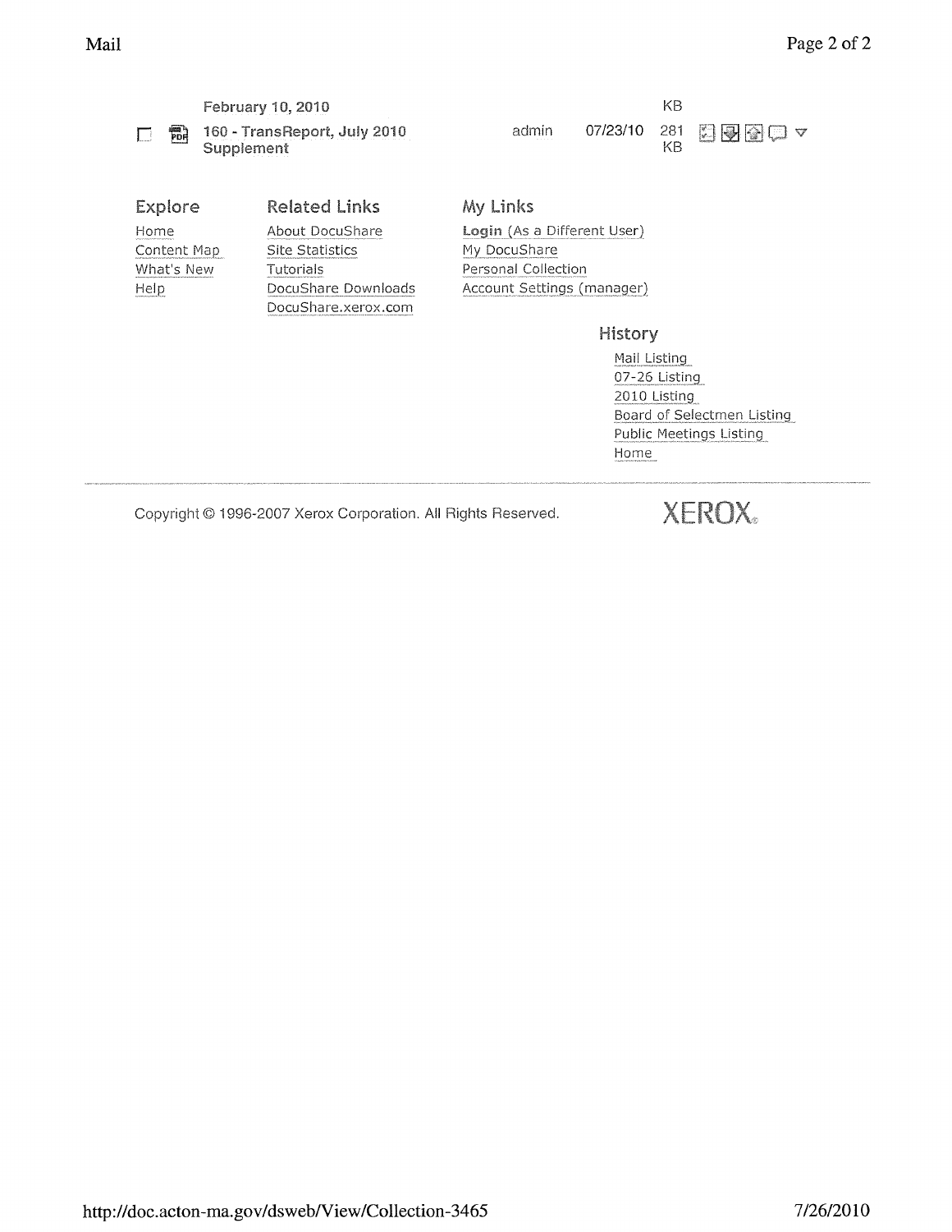| | | February 10, 2010 | | | KB | |
|---|---|---|---|---|---|---|
| ☐ | PDF | 160 - TransReport, July 2010 Supplement | admin | 07/23/10 | 281 KB | |

### Explore

- Home
- Content Map
- What's New
- Help

### Related Links

- About DocuShare
- Site Statistics
- Tutorials
- DocuShare Downloads
- DocuShare.xerox.com

### My Links

- **Login** (As a Different User)
- My DocuShare
- Personal Collection
- Account Settings (manager)

### History

- Mail Listing
- 07-26 Listing
- 2010 Listing
- Board of Selectmen Listing
- Public Meetings Listing
- Home

---

Copyright © 1996-2007 Xerox Corporation. All Rights Reserved.

XEROX

http://doc.acton-ma.gov/dsweb/View/Collection-3465 7/26/2010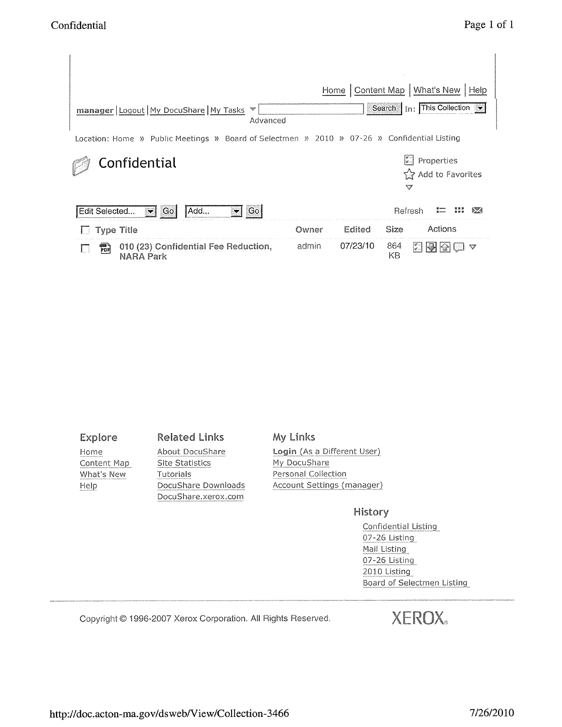Home | Content Map | What's New | Help

manager | Logout | My DocuShare | My Tasks  Search In: This Collection

Advanced

Location: Home » Public Meetings » Board of Selectmen » 2010 » 07-26 » Confidential Listing

# Confidential

Properties

Add to Favorites

Edit Selected... Go  Add... Go  Refresh

| Type | Title | Owner | Edited | Size | Actions |
|---|---|---|---|---|---|
| PDF | 010 (23) Confidential Fee Reduction, NARA Park | admin | 07/23/10 | 864 KB | |

**Explore**

- Home
- Content Map
- What's New
- Help

**Related Links**

- About DocuShare
- Site Statistics
- Tutorials
- DocuShare Downloads
- DocuShare.xerox.com

**My Links**

- Login (As a Different User)
- My DocuShare
- Personal Collection
- Account Settings (manager)

**History**

- Confidential Listing
- 07-26 Listing
- Mail Listing
- 07-26 Listing
- 2010 Listing
- Board of Selectmen Listing

Copyright © 1996-2007 Xerox Corporation. All Rights Reserved.

XEROX

http://doc.acton-ma.gov/dsweb/View/Collection-3466  7/26/2010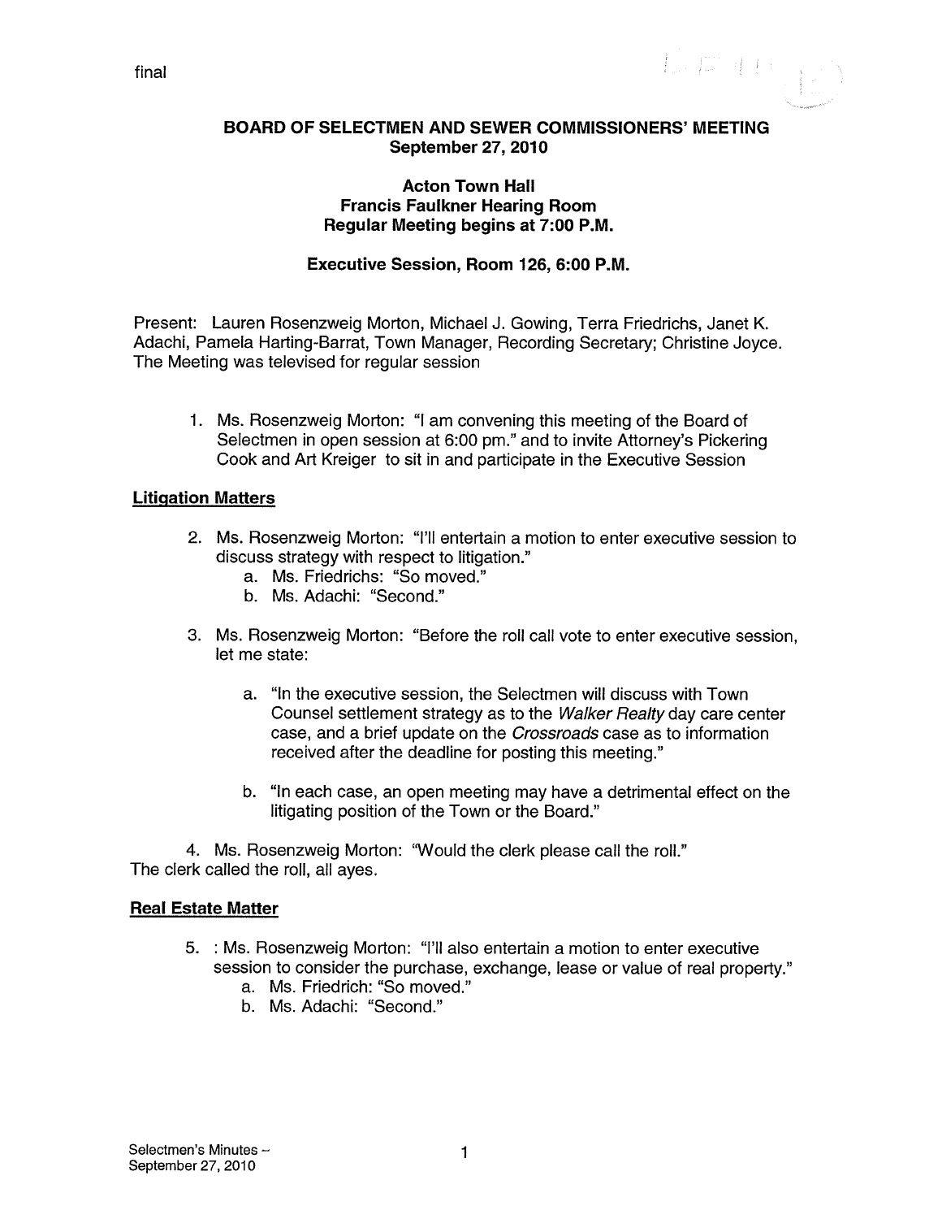final

**BOARD OF SELECTMEN AND SEWER COMMISSIONERS' MEETING**
**September 27, 2010**

**Acton Town Hall**
**Francis Faulkner Hearing Room**
**Regular Meeting begins at 7:00 P.M.**

**Executive Session, Room 126, 6:00 P.M.**

Present: Lauren Rosenzweig Morton, Michael J. Gowing, Terra Friedrichs, Janet K. Adachi, Pamela Harting-Barrat, Town Manager, Recording Secretary; Christine Joyce. The Meeting was televised for regular session

1. Ms. Rosenzweig Morton: "I am convening this meeting of the Board of Selectmen in open session at 6:00 pm." and to invite Attorney's Pickering Cook and Art Kreiger to sit in and participate in the Executive Session

## Litigation Matters

2. Ms. Rosenzweig Morton: "I'll entertain a motion to enter executive session to discuss strategy with respect to litigation."
   a. Ms. Friedrichs: "So moved."
   b. Ms. Adachi: "Second."

3. Ms. Rosenzweig Morton: "Before the roll call vote to enter executive session, let me state:

   a. "In the executive session, the Selectmen will discuss with Town Counsel settlement strategy as to the *Walker Realty* day care center case, and a brief update on the *Crossroads* case as to information received after the deadline for posting this meeting."

   b. "In each case, an open meeting may have a detrimental effect on the litigating position of the Town or the Board."

4. Ms. Rosenzweig Morton: "Would the clerk please call the roll."

The clerk called the roll, all ayes.

## Real Estate Matter

5. : Ms. Rosenzweig Morton: "I'll also entertain a motion to enter executive session to consider the purchase, exchange, lease or value of real property."
   a. Ms. Friedrich: "So moved."
   b. Ms. Adachi: "Second."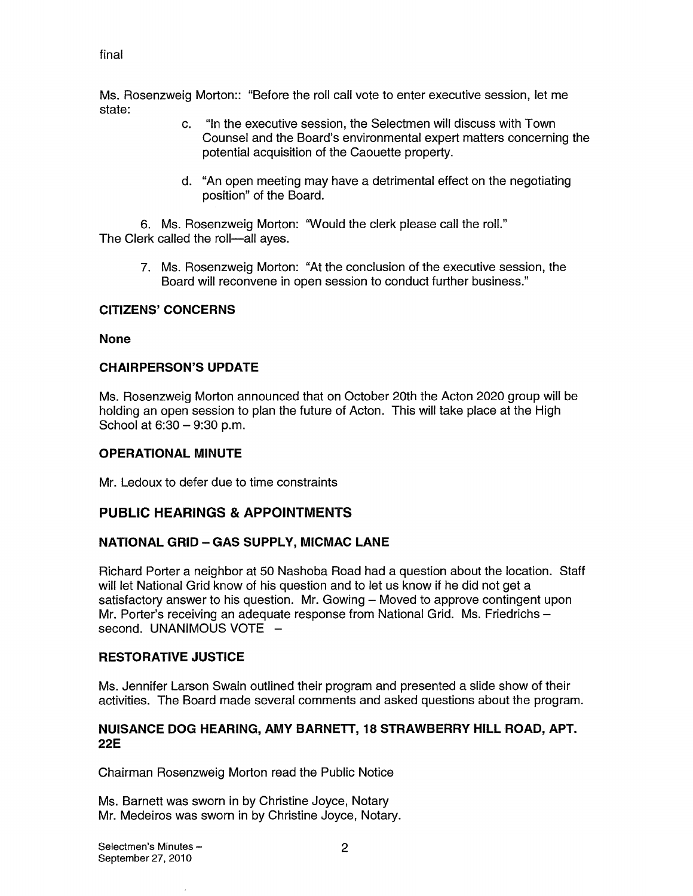final

Ms. Rosenzweig Morton:: "Before the roll call vote to enter executive session, let me state:

> c. "In the executive session, the Selectmen will discuss with Town Counsel and the Board's environmental expert matters concerning the potential acquisition of the Caouette property.
>
> d. "An open meeting may have a detrimental effect on the negotiating position" of the Board.

6. Ms. Rosenzweig Morton: "Would the clerk please call the roll."

The Clerk called the roll—all ayes.

7. Ms. Rosenzweig Morton: "At the conclusion of the executive session, the Board will reconvene in open session to conduct further business."

**CITIZENS' CONCERNS**

**None**

**CHAIRPERSON'S UPDATE**

Ms. Rosenzweig Morton announced that on October 20th the Acton 2020 group will be holding an open session to plan the future of Acton. This will take place at the High School at 6:30 – 9:30 p.m.

**OPERATIONAL MINUTE**

Mr. Ledoux to defer due to time constraints

## PUBLIC HEARINGS & APPOINTMENTS

**NATIONAL GRID – GAS SUPPLY, MICMAC LANE**

Richard Porter a neighbor at 50 Nashoba Road had a question about the location. Staff will let National Grid know of his question and to let us know if he did not get a satisfactory answer to his question. Mr. Gowing – Moved to approve contingent upon Mr. Porter's receiving an adequate response from National Grid. Ms. Friedrichs – second. UNANIMOUS VOTE –

**RESTORATIVE JUSTICE**

Ms. Jennifer Larson Swain outlined their program and presented a slide show of their activities. The Board made several comments and asked questions about the program.

**NUISANCE DOG HEARING, AMY BARNETT, 18 STRAWBERRY HILL ROAD, APT. 22E**

Chairman Rosenzweig Morton read the Public Notice

Ms. Barnett was sworn in by Christine Joyce, Notary
Mr. Medeiros was sworn in by Christine Joyce, Notary.

Selectmen's Minutes – September 27, 2010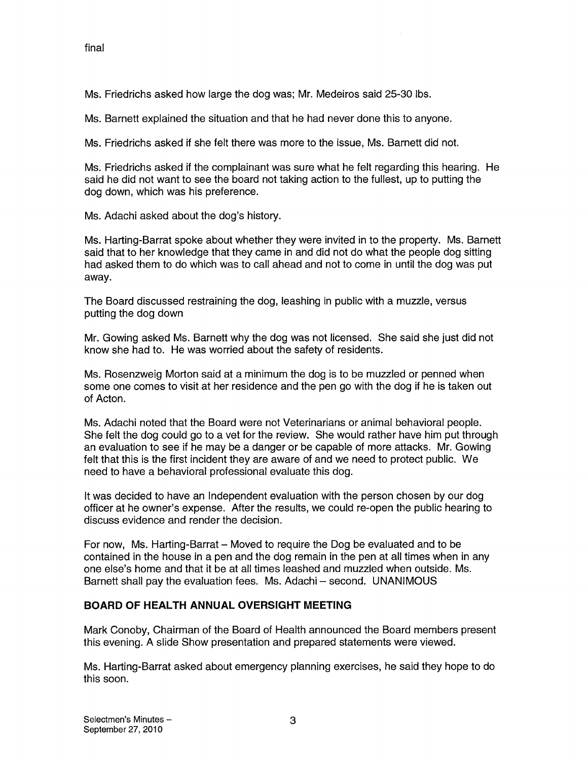final

Ms. Friedrichs asked how large the dog was; Mr. Medeiros said 25-30 lbs.

Ms. Barnett explained the situation and that he had never done this to anyone.

Ms. Friedrichs asked if she felt there was more to the issue, Ms. Barnett did not.

Ms. Friedrichs asked if the complainant was sure what he felt regarding this hearing. He said he did not want to see the board not taking action to the fullest, up to putting the dog down, which was his preference.

Ms. Adachi asked about the dog's history.

Ms. Harting-Barrat spoke about whether they were invited in to the property. Ms. Barnett said that to her knowledge that they came in and did not do what the people dog sitting had asked them to do which was to call ahead and not to come in until the dog was put away.

The Board discussed restraining the dog, leashing in public with a muzzle, versus putting the dog down

Mr. Gowing asked Ms. Barnett why the dog was not licensed. She said she just did not know she had to. He was worried about the safety of residents.

Ms. Rosenzweig Morton said at a minimum the dog is to be muzzled or penned when some one comes to visit at her residence and the pen go with the dog if he is taken out of Acton.

Ms. Adachi noted that the Board were not Veterinarians or animal behavioral people. She felt the dog could go to a vet for the review. She would rather have him put through an evaluation to see if he may be a danger or be capable of more attacks. Mr. Gowing felt that this is the first incident they are aware of and we need to protect public. We need to have a behavioral professional evaluate this dog.

It was decided to have an Independent evaluation with the person chosen by our dog officer at he owner's expense. After the results, we could re-open the public hearing to discuss evidence and render the decision.

For now, Ms. Harting-Barrat – Moved to require the Dog be evaluated and to be contained in the house in a pen and the dog remain in the pen at all times when in any one else's home and that it be at all times leashed and muzzled when outside. Ms. Barnett shall pay the evaluation fees. Ms. Adachi – second. UNANIMOUS

## BOARD OF HEALTH ANNUAL OVERSIGHT MEETING

Mark Conoby, Chairman of the Board of Health announced the Board members present this evening. A slide Show presentation and prepared statements were viewed.

Ms. Harting-Barrat asked about emergency planning exercises, he said they hope to do this soon.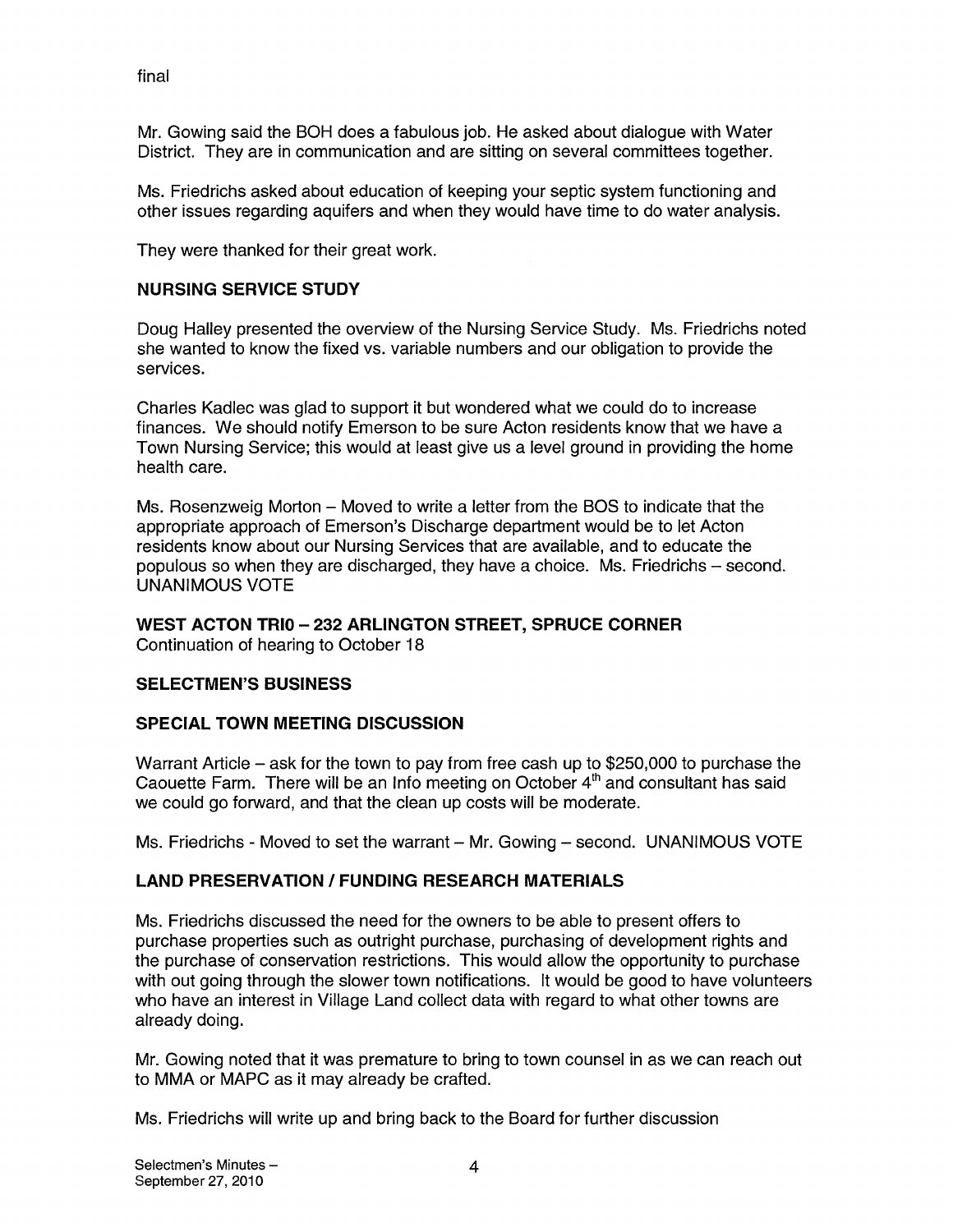final

Mr. Gowing said the BOH does a fabulous job. He asked about dialogue with Water District. They are in communication and are sitting on several committees together.

Ms. Friedrichs asked about education of keeping your septic system functioning and other issues regarding aquifers and when they would have time to do water analysis.

They were thanked for their great work.

**NURSING SERVICE STUDY**

Doug Halley presented the overview of the Nursing Service Study. Ms. Friedrichs noted she wanted to know the fixed vs. variable numbers and our obligation to provide the services.

Charles Kadlec was glad to support it but wondered what we could do to increase finances. We should notify Emerson to be sure Acton residents know that we have a Town Nursing Service; this would at least give us a level ground in providing the home health care.

Ms. Rosenzweig Morton – Moved to write a letter from the BOS to indicate that the appropriate approach of Emerson's Discharge department would be to let Acton residents know about our Nursing Services that are available, and to educate the populous so when they are discharged, they have a choice. Ms. Friedrichs – second. UNANIMOUS VOTE

**WEST ACTON TRI0 – 232 ARLINGTON STREET, SPRUCE CORNER**
Continuation of hearing to October 18

**SELECTMEN'S BUSINESS**

**SPECIAL TOWN MEETING DISCUSSION**

Warrant Article – ask for the town to pay from free cash up to $250,000 to purchase the Caouette Farm. There will be an Info meeting on October 4th and consultant has said we could go forward, and that the clean up costs will be moderate.

Ms. Friedrichs - Moved to set the warrant – Mr. Gowing – second. UNANIMOUS VOTE

**LAND PRESERVATION / FUNDING RESEARCH MATERIALS**

Ms. Friedrichs discussed the need for the owners to be able to present offers to purchase properties such as outright purchase, purchasing of development rights and the purchase of conservation restrictions. This would allow the opportunity to purchase with out going through the slower town notifications. It would be good to have volunteers who have an interest in Village Land collect data with regard to what other towns are already doing.

Mr. Gowing noted that it was premature to bring to town counsel in as we can reach out to MMA or MAPC as it may already be crafted.

Ms. Friedrichs will write up and bring back to the Board for further discussion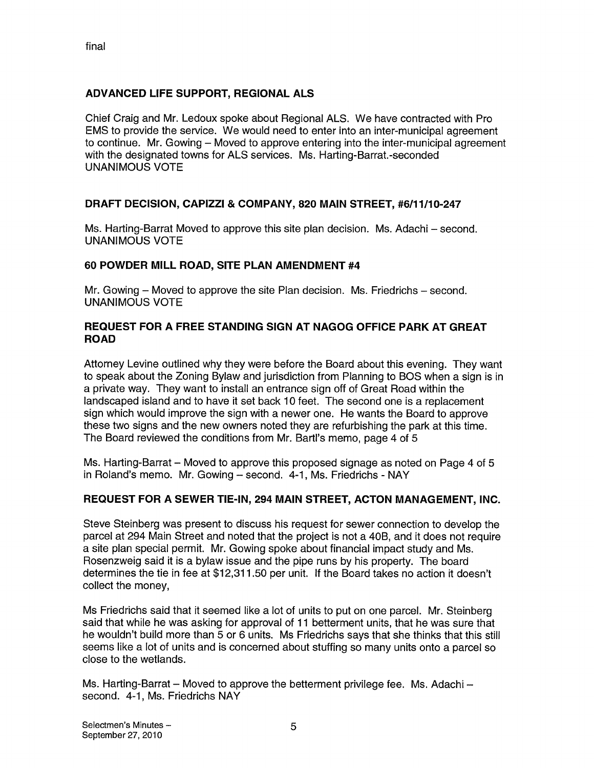final

## ADVANCED LIFE SUPPORT, REGIONAL ALS

Chief Craig and Mr. Ledoux spoke about Regional ALS. We have contracted with Pro EMS to provide the service. We would need to enter into an inter-municipal agreement to continue. Mr. Gowing – Moved to approve entering into the inter-municipal agreement with the designated towns for ALS services. Ms. Harting-Barrat.-seconded UNANIMOUS VOTE

## DRAFT DECISION, CAPIZZI & COMPANY, 820 MAIN STREET, #6/11/10-247

Ms. Harting-Barrat Moved to approve this site plan decision. Ms. Adachi – second. UNANIMOUS VOTE

## 60 POWDER MILL ROAD, SITE PLAN AMENDMENT #4

Mr. Gowing – Moved to approve the site Plan decision. Ms. Friedrichs – second. UNANIMOUS VOTE

## REQUEST FOR A FREE STANDING SIGN AT NAGOG OFFICE PARK AT GREAT ROAD

Attorney Levine outlined why they were before the Board about this evening. They want to speak about the Zoning Bylaw and jurisdiction from Planning to BOS when a sign is in a private way. They want to install an entrance sign off of Great Road within the landscaped island and to have it set back 10 feet. The second one is a replacement sign which would improve the sign with a newer one. He wants the Board to approve these two signs and the new owners noted they are refurbishing the park at this time. The Board reviewed the conditions from Mr. Bartl's memo, page 4 of 5

Ms. Harting-Barrat – Moved to approve this proposed signage as noted on Page 4 of 5 in Roland's memo. Mr. Gowing – second. 4-1, Ms. Friedrichs - NAY

## REQUEST FOR A SEWER TIE-IN, 294 MAIN STREET, ACTON MANAGEMENT, INC.

Steve Steinberg was present to discuss his request for sewer connection to develop the parcel at 294 Main Street and noted that the project is not a 40B, and it does not require a site plan special permit. Mr. Gowing spoke about financial impact study and Ms. Rosenzweig said it is a bylaw issue and the pipe runs by his property. The board determines the tie in fee at $12,311.50 per unit. If the Board takes no action it doesn't collect the money,

Ms Friedrichs said that it seemed like a lot of units to put on one parcel. Mr. Steinberg said that while he was asking for approval of 11 betterment units, that he was sure that he wouldn't build more than 5 or 6 units. Ms Friedrichs says that she thinks that this still seems like a lot of units and is concerned about stuffing so many units onto a parcel so close to the wetlands.

Ms. Harting-Barrat – Moved to approve the betterment privilege fee. Ms. Adachi – second. 4-1, Ms. Friedrichs NAY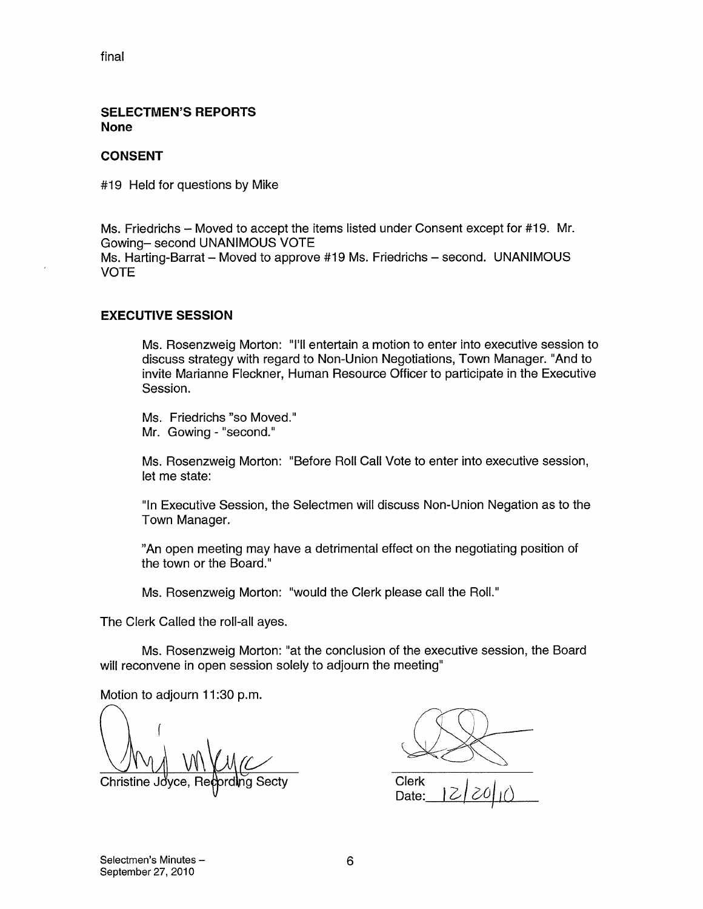final

**SELECTMEN'S REPORTS**
**None**

**CONSENT**

#19 Held for questions by Mike

Ms. Friedrichs – Moved to accept the items listed under Consent except for #19. Mr. Gowing– second UNANIMOUS VOTE
Ms. Harting-Barrat – Moved to approve #19 Ms. Friedrichs – second. UNANIMOUS VOTE

**EXECUTIVE SESSION**

Ms. Rosenzweig Morton: "I'll entertain a motion to enter into executive session to discuss strategy with regard to Non-Union Negotiations, Town Manager. "And to invite Marianne Fleckner, Human Resource Officer to participate in the Executive Session.

Ms. Friedrichs "so Moved."
Mr. Gowing - "second."

Ms. Rosenzweig Morton: "Before Roll Call Vote to enter into executive session, let me state:

"In Executive Session, the Selectmen will discuss Non-Union Negation as to the Town Manager.

"An open meeting may have a detrimental effect on the negotiating position of the town or the Board."

Ms. Rosenzweig Morton: "would the Clerk please call the Roll."

The Clerk Called the roll-all ayes.

Ms. Rosenzweig Morton: "at the conclusion of the executive session, the Board will reconvene in open session solely to adjourn the meeting"

Motion to adjourn 11:30 p.m.

Christine Joyce, Recording Secty

Clerk
Date: 12/20/10

Selectmen's Minutes –
September 27, 2010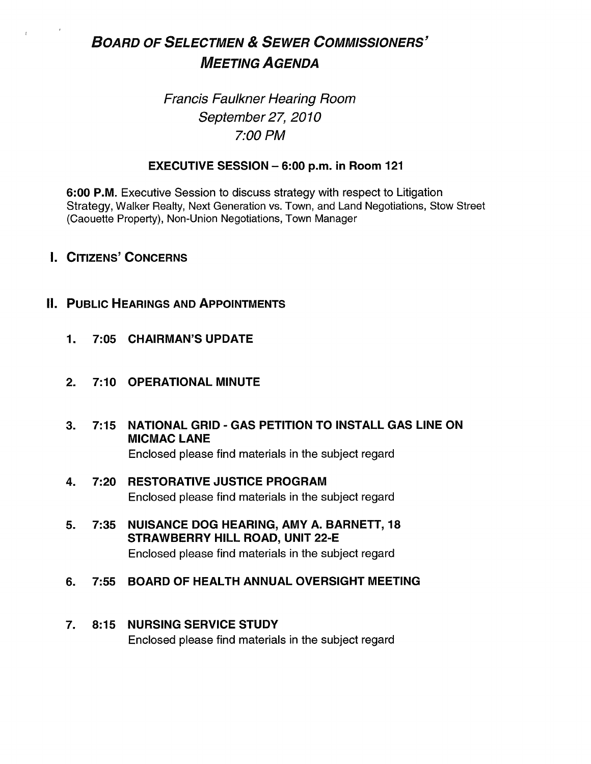# *BOARD OF SELECTMEN & SEWER COMMISSIONERS' MEETING AGENDA*

*Francis Faulkner Hearing Room*
*September 27, 2010*
*7:00 PM*

**EXECUTIVE SESSION – 6:00 p.m. in Room 121**

**6:00 P.M.** Executive Session to discuss strategy with respect to Litigation Strategy, Walker Realty, Next Generation vs. Town, and Land Negotiations, Stow Street (Caouette Property), Non-Union Negotiations, Town Manager

## I. CITIZENS' CONCERNS

## II. PUBLIC HEARINGS AND APPOINTMENTS

1. **7:05 CHAIRMAN'S UPDATE**

2. **7:10 OPERATIONAL MINUTE**

3. **7:15 NATIONAL GRID - GAS PETITION TO INSTALL GAS LINE ON MICMAC LANE**
   Enclosed please find materials in the subject regard

4. **7:20 RESTORATIVE JUSTICE PROGRAM**
   Enclosed please find materials in the subject regard

5. **7:35 NUISANCE DOG HEARING, AMY A. BARNETT, 18 STRAWBERRY HILL ROAD, UNIT 22-E**
   Enclosed please find materials in the subject regard

6. **7:55 BOARD OF HEALTH ANNUAL OVERSIGHT MEETING**

7. **8:15 NURSING SERVICE STUDY**
   Enclosed please find materials in the subject regard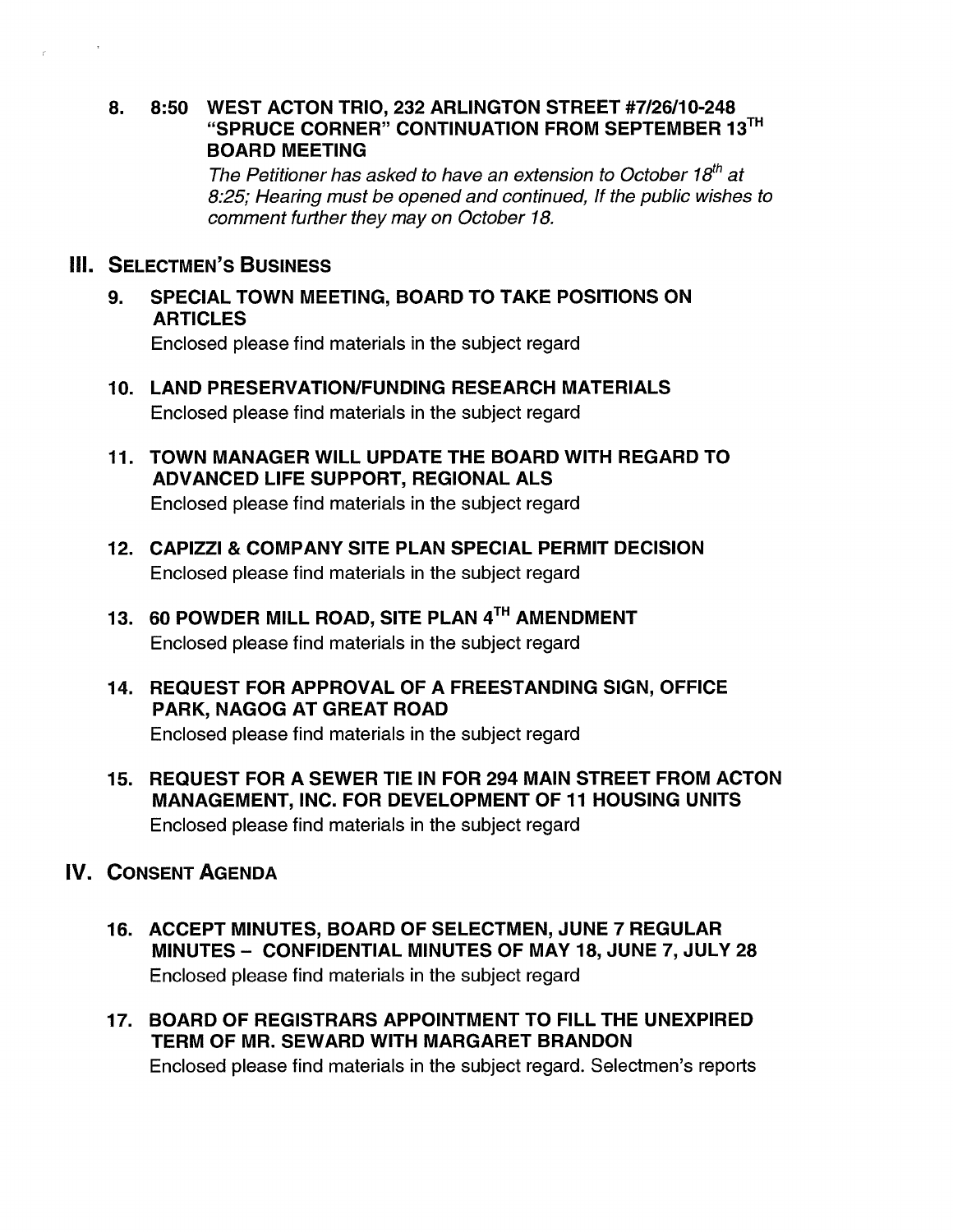8. **8:50 WEST ACTON TRIO, 232 ARLINGTON STREET #7/26/10-248 "SPRUCE CORNER" CONTINUATION FROM SEPTEMBER 13TH BOARD MEETING**

   *The Petitioner has asked to have an extension to October 18th at 8:25; Hearing must be opened and continued, If the public wishes to comment further they may on October 18.*

## III. SELECTMEN'S BUSINESS

9. **SPECIAL TOWN MEETING, BOARD TO TAKE POSITIONS ON ARTICLES**

   Enclosed please find materials in the subject regard

10. **LAND PRESERVATION/FUNDING RESEARCH MATERIALS**

    Enclosed please find materials in the subject regard

11. **TOWN MANAGER WILL UPDATE THE BOARD WITH REGARD TO ADVANCED LIFE SUPPORT, REGIONAL ALS**

    Enclosed please find materials in the subject regard

12. **CAPIZZI & COMPANY SITE PLAN SPECIAL PERMIT DECISION**

    Enclosed please find materials in the subject regard

13. **60 POWDER MILL ROAD, SITE PLAN 4TH AMENDMENT**

    Enclosed please find materials in the subject regard

14. **REQUEST FOR APPROVAL OF A FREESTANDING SIGN, OFFICE PARK, NAGOG AT GREAT ROAD**

    Enclosed please find materials in the subject regard

15. **REQUEST FOR A SEWER TIE IN FOR 294 MAIN STREET FROM ACTON MANAGEMENT, INC. FOR DEVELOPMENT OF 11 HOUSING UNITS**

    Enclosed please find materials in the subject regard

## IV. CONSENT AGENDA

16. **ACCEPT MINUTES, BOARD OF SELECTMEN, JUNE 7 REGULAR MINUTES – CONFIDENTIAL MINUTES OF MAY 18, JUNE 7, JULY 28**

    Enclosed please find materials in the subject regard

17. **BOARD OF REGISTRARS APPOINTMENT TO FILL THE UNEXPIRED TERM OF MR. SEWARD WITH MARGARET BRANDON**

    Enclosed please find materials in the subject regard. Selectmen's reports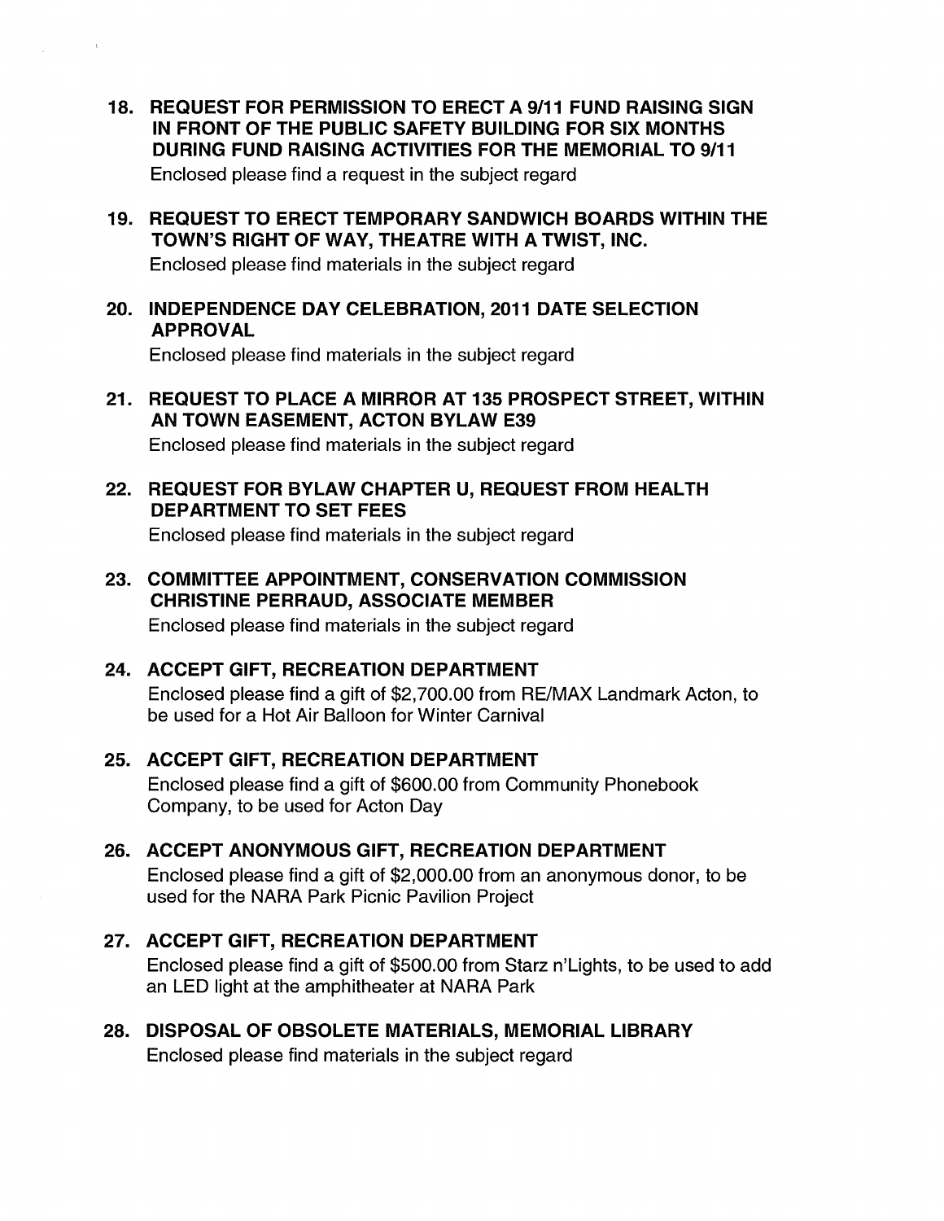18. **REQUEST FOR PERMISSION TO ERECT A 9/11 FUND RAISING SIGN IN FRONT OF THE PUBLIC SAFETY BUILDING FOR SIX MONTHS DURING FUND RAISING ACTIVITIES FOR THE MEMORIAL TO 9/11**
    Enclosed please find a request in the subject regard

19. **REQUEST TO ERECT TEMPORARY SANDWICH BOARDS WITHIN THE TOWN'S RIGHT OF WAY, THEATRE WITH A TWIST, INC.**
    Enclosed please find materials in the subject regard

20. **INDEPENDENCE DAY CELEBRATION, 2011 DATE SELECTION APPROVAL**
    Enclosed please find materials in the subject regard

21. **REQUEST TO PLACE A MIRROR AT 135 PROSPECT STREET, WITHIN AN TOWN EASEMENT, ACTON BYLAW E39**
    Enclosed please find materials in the subject regard

22. **REQUEST FOR BYLAW CHAPTER U, REQUEST FROM HEALTH DEPARTMENT TO SET FEES**
    Enclosed please find materials in the subject regard

23. **COMMITTEE APPOINTMENT, CONSERVATION COMMISSION CHRISTINE PERRAUD, ASSOCIATE MEMBER**
    Enclosed please find materials in the subject regard

24. **ACCEPT GIFT, RECREATION DEPARTMENT**
    Enclosed please find a gift of $2,700.00 from RE/MAX Landmark Acton, to be used for a Hot Air Balloon for Winter Carnival

25. **ACCEPT GIFT, RECREATION DEPARTMENT**
    Enclosed please find a gift of $600.00 from Community Phonebook Company, to be used for Acton Day

26. **ACCEPT ANONYMOUS GIFT, RECREATION DEPARTMENT**
    Enclosed please find a gift of $2,000.00 from an anonymous donor, to be used for the NARA Park Picnic Pavilion Project

27. **ACCEPT GIFT, RECREATION DEPARTMENT**
    Enclosed please find a gift of $500.00 from Starz n'Lights, to be used to add an LED light at the amphitheater at NARA Park

28. **DISPOSAL OF OBSOLETE MATERIALS, MEMORIAL LIBRARY**
    Enclosed please find materials in the subject regard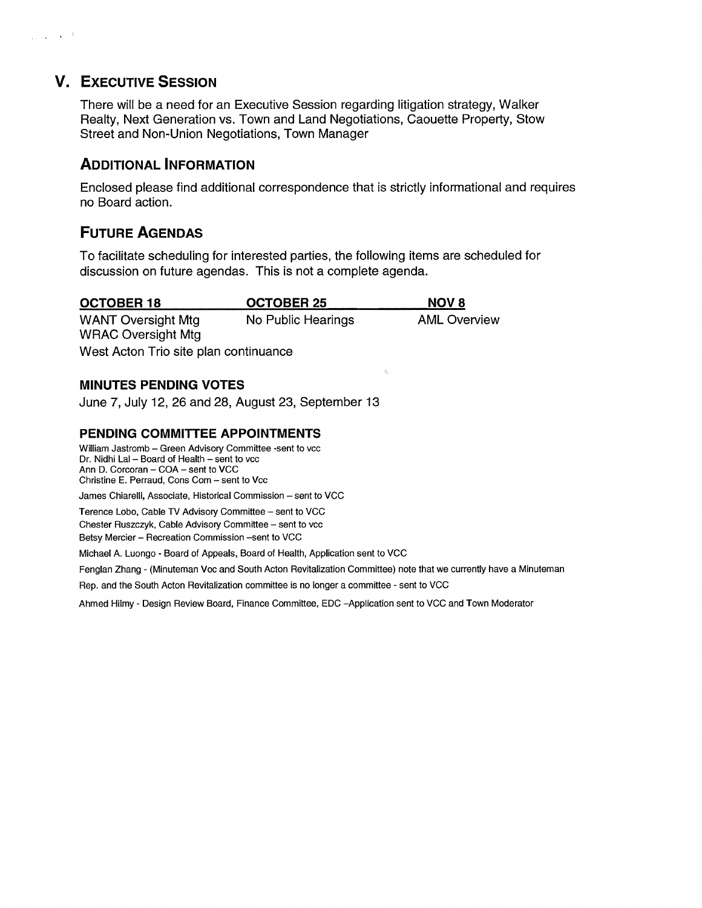## V. Executive Session

There will be a need for an Executive Session regarding litigation strategy, Walker Realty, Next Generation vs. Town and Land Negotiations, Caouette Property, Stow Street and Non-Union Negotiations, Town Manager

## Additional Information

Enclosed please find additional correspondence that is strictly informational and requires no Board action.

## Future Agendas

To facilitate scheduling for interested parties, the following items are scheduled for discussion on future agendas. This is not a complete agenda.

| OCTOBER 18 | OCTOBER 25 | NOV 8 |
|---|---|---|
| WANT Oversight Mtg | No Public Hearings | AML Overview |
| WRAC Oversight Mtg | | |
| West Acton Trio site plan continuance | | |

### MINUTES PENDING VOTES

June 7, July 12, 26 and 28, August 23, September 13

### PENDING COMMITTEE APPOINTMENTS

William Jastromb – Green Advisory Committee -sent to vcc
Dr. Nidhi Lal – Board of Health – sent to vcc
Ann D. Corcoran – COA – sent to VCC
Christine E. Perraud, Cons Com – sent to Vcc

James Chiarelli, Associate, Historical Commission – sent to VCC

Terence Lobo, Cable TV Advisory Committee – sent to VCC
Chester Ruszczyk, Cable Advisory Committee – sent to vcc
Betsy Mercier – Recreation Commission –sent to VCC

Michael A. Luongo - Board of Appeals, Board of Health, Application sent to VCC

Fenglan Zhang - (Minuteman Voc and South Acton Revitalization Committee) note that we currently have a Minuteman Rep. and the South Acton Revitalization committee is no longer a committee - sent to VCC

Ahmed Hilmy - Design Review Board, Finance Committee, EDC –Application sent to VCC and Town Moderator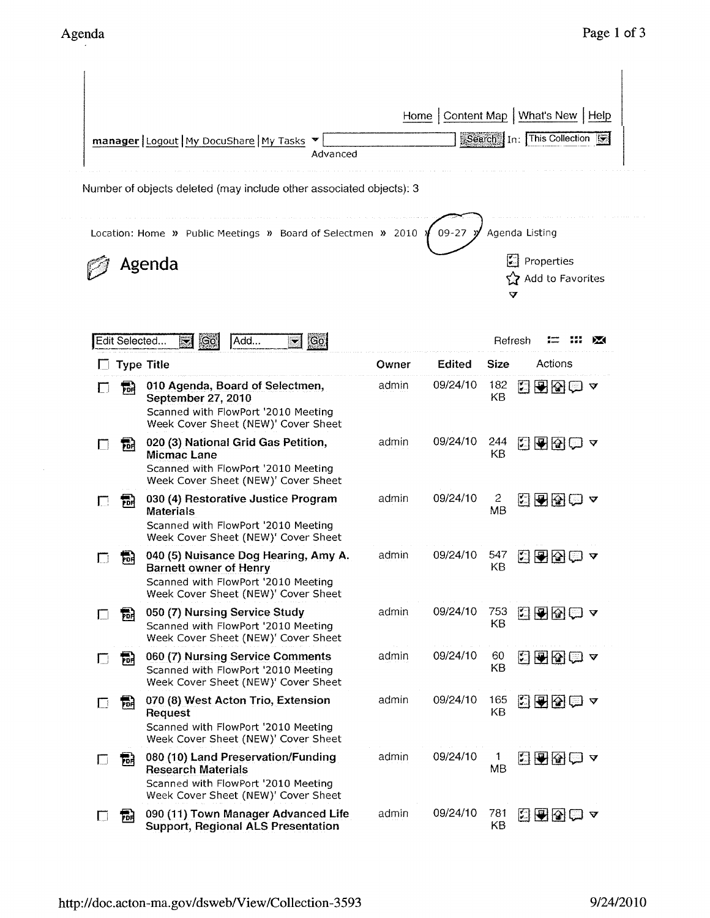Home | Content Map | What's New | Help

manager | Logout | My DocuShare | My Tasks | Search In: This Collection

Advanced

Number of objects deleted (may include other associated objects): 3

Location: Home » Public Meetings » Board of Selectmen » 2010 » 09-27 » Agenda Listing

# Agenda

Properties

Add to Favorites

Edit Selected... Go | Add... Go | Refresh

| Type | Title | Owner | Edited | Size |
|---|---|---|---|---|
| PDF | **010 Agenda, Board of Selectmen, September 27, 2010** Scanned with FlowPort '2010 Meeting Week Cover Sheet (NEW)' Cover Sheet | admin | 09/24/10 | 182 KB |
| PDF | **020 (3) National Grid Gas Petition, Micmac Lane** Scanned with FlowPort '2010 Meeting Week Cover Sheet (NEW)' Cover Sheet | admin | 09/24/10 | 244 KB |
| PDF | **030 (4) Restorative Justice Program Materials** Scanned with FlowPort '2010 Meeting Week Cover Sheet (NEW)' Cover Sheet | admin | 09/24/10 | 2 MB |
| PDF | **040 (5) Nuisance Dog Hearing, Amy A. Barnett owner of Henry** Scanned with FlowPort '2010 Meeting Week Cover Sheet (NEW)' Cover Sheet | admin | 09/24/10 | 547 KB |
| PDF | **050 (7) Nursing Service Study** Scanned with FlowPort '2010 Meeting Week Cover Sheet (NEW)' Cover Sheet | admin | 09/24/10 | 753 KB |
| PDF | **060 (7) Nursing Service Comments** Scanned with FlowPort '2010 Meeting Week Cover Sheet (NEW)' Cover Sheet | admin | 09/24/10 | 60 KB |
| PDF | **070 (8) West Acton Trio, Extension Request** Scanned with FlowPort '2010 Meeting Week Cover Sheet (NEW)' Cover Sheet | admin | 09/24/10 | 165 KB |
| PDF | **080 (10) Land Preservation/Funding Research Materials** Scanned with FlowPort '2010 Meeting Week Cover Sheet (NEW)' Cover Sheet | admin | 09/24/10 | 1 MB |
| PDF | **090 (11) Town Manager Advanced Life Support, Regional ALS Presentation** | admin | 09/24/10 | 781 KB |

http://doc.acton-ma.gov/dsweb/View/Collection-3593 9/24/2010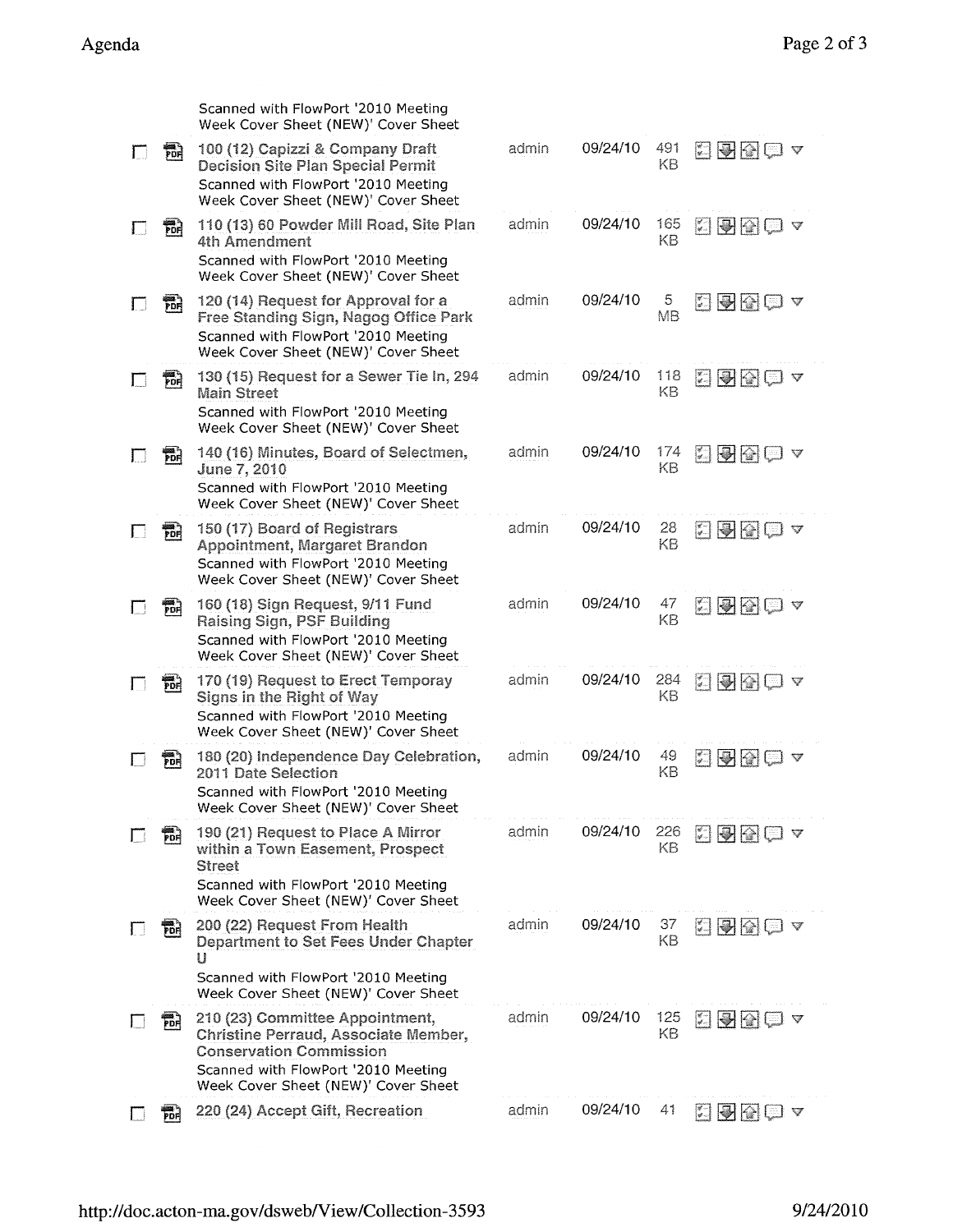| | | Name | Owner | Date | Size |
|---|---|---|---|---|---|
| | | Scanned with FlowPort '2010 Meeting Week Cover Sheet (NEW)' Cover Sheet | | | |
| ☐ | PDF | 100 (12) Capizzi & Company Draft Decision Site Plan Special Permit<br>Scanned with FlowPort '2010 Meeting Week Cover Sheet (NEW)' Cover Sheet | admin | 09/24/10 | 491 KB |
| ☐ | PDF | 110 (13) 60 Powder Mill Road, Site Plan 4th Amendment<br>Scanned with FlowPort '2010 Meeting Week Cover Sheet (NEW)' Cover Sheet | admin | 09/24/10 | 165 KB |
| ☐ | PDF | 120 (14) Request for Approval for a Free Standing Sign, Nagog Office Park<br>Scanned with FlowPort '2010 Meeting Week Cover Sheet (NEW)' Cover Sheet | admin | 09/24/10 | 5 MB |
| ☐ | PDF | 130 (15) Request for a Sewer Tie In, 294 Main Street<br>Scanned with FlowPort '2010 Meeting Week Cover Sheet (NEW)' Cover Sheet | admin | 09/24/10 | 118 KB |
| ☐ | PDF | 140 (16) Minutes, Board of Selectmen, June 7, 2010<br>Scanned with FlowPort '2010 Meeting Week Cover Sheet (NEW)' Cover Sheet | admin | 09/24/10 | 174 KB |
| ☐ | PDF | 150 (17) Board of Registrars Appointment, Margaret Brandon<br>Scanned with FlowPort '2010 Meeting Week Cover Sheet (NEW)' Cover Sheet | admin | 09/24/10 | 28 KB |
| ☐ | PDF | 160 (18) Sign Request, 9/11 Fund Raising Sign, PSF Building<br>Scanned with FlowPort '2010 Meeting Week Cover Sheet (NEW)' Cover Sheet | admin | 09/24/10 | 47 KB |
| ☐ | PDF | 170 (19) Request to Erect Temporay Signs in the Right of Way<br>Scanned with FlowPort '2010 Meeting Week Cover Sheet (NEW)' Cover Sheet | admin | 09/24/10 | 284 KB |
| ☐ | PDF | 180 (20) Independence Day Celebration, 2011 Date Selection<br>Scanned with FlowPort '2010 Meeting Week Cover Sheet (NEW)' Cover Sheet | admin | 09/24/10 | 49 KB |
| ☐ | PDF | 190 (21) Request to Place A Mirror within a Town Easement, Prospect Street<br>Scanned with FlowPort '2010 Meeting Week Cover Sheet (NEW)' Cover Sheet | admin | 09/24/10 | 226 KB |
| ☐ | PDF | 200 (22) Request From Health Department to Set Fees Under Chapter U<br>Scanned with FlowPort '2010 Meeting Week Cover Sheet (NEW)' Cover Sheet | admin | 09/24/10 | 37 KB |
| ☐ | PDF | 210 (23) Committee Appointment, Christine Perraud, Associate Member, Conservation Commission<br>Scanned with FlowPort '2010 Meeting Week Cover Sheet (NEW)' Cover Sheet | admin | 09/24/10 | 125 KB |
| ☐ | PDF | 220 (24) Accept Gift, Recreation | admin | 09/24/10 | 41 |

http://doc.acton-ma.gov/dsweb/View/Collection-3593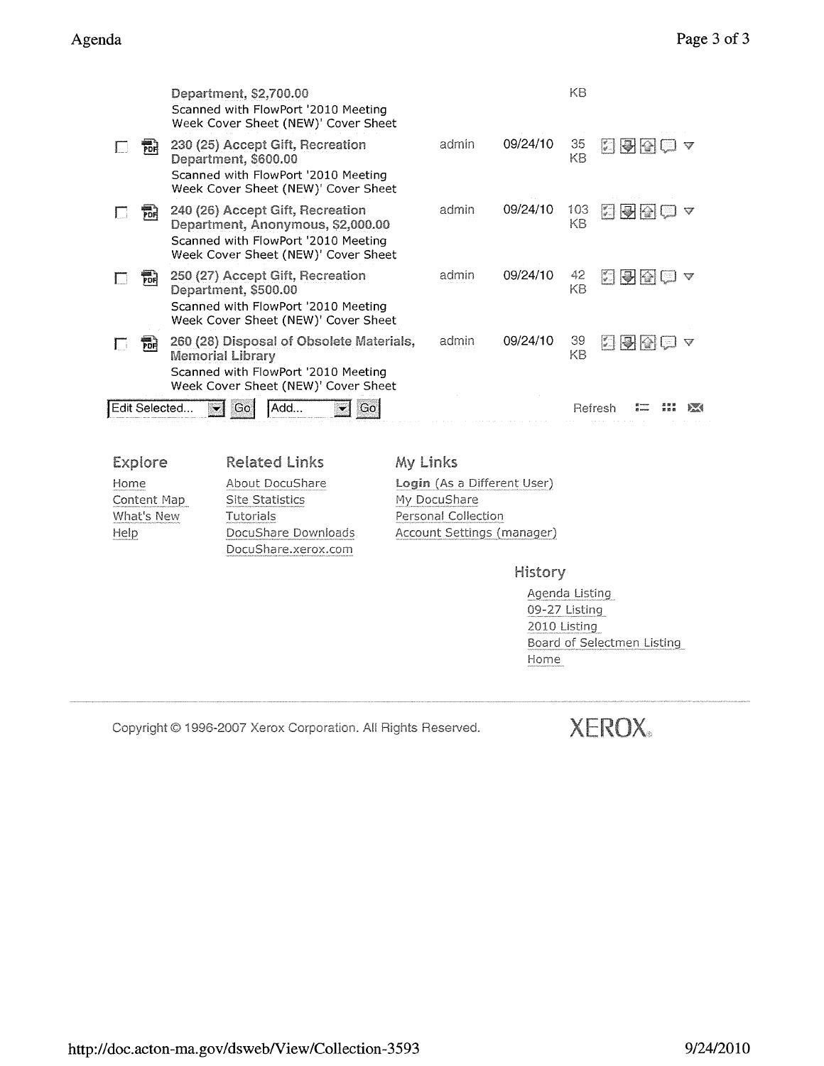| | | Title | Owner | Date | Size |
|---|---|---|---|---|---|
| | | Department, $2,700.00<br>Scanned with FlowPort '2010 Meeting Week Cover Sheet (NEW)' Cover Sheet | | | KB |
| ☐ | PDF | 230 (25) Accept Gift, Recreation Department, $600.00<br>Scanned with FlowPort '2010 Meeting Week Cover Sheet (NEW)' Cover Sheet | admin | 09/24/10 | 35 KB |
| ☐ | PDF | 240 (26) Accept Gift, Recreation Department, Anonymous, $2,000.00<br>Scanned with FlowPort '2010 Meeting Week Cover Sheet (NEW)' Cover Sheet | admin | 09/24/10 | 103 KB |
| ☐ | PDF | 250 (27) Accept Gift, Recreation Department, $500.00<br>Scanned with FlowPort '2010 Meeting Week Cover Sheet (NEW)' Cover Sheet | admin | 09/24/10 | 42 KB |
| ☐ | PDF | 260 (28) Disposal of Obsolete Materials, Memorial Library<br>Scanned with FlowPort '2010 Meeting Week Cover Sheet (NEW)' Cover Sheet | admin | 09/24/10 | 39 KB |

Edit Selected... Go Add... Go Refresh

**Explore**

- Home
- Content Map
- What's New
- Help

**Related Links**

- About DocuShare
- Site Statistics
- Tutorials
- DocuShare Downloads
- DocuShare.xerox.com

**My Links**

- **Login** (As a Different User)
- My DocuShare
- Personal Collection
- Account Settings (manager)

**History**

- Agenda Listing
- 09-27 Listing
- 2010 Listing
- Board of Selectmen Listing
- Home

Copyright © 1996-2007 Xerox Corporation. All Rights Reserved. XEROX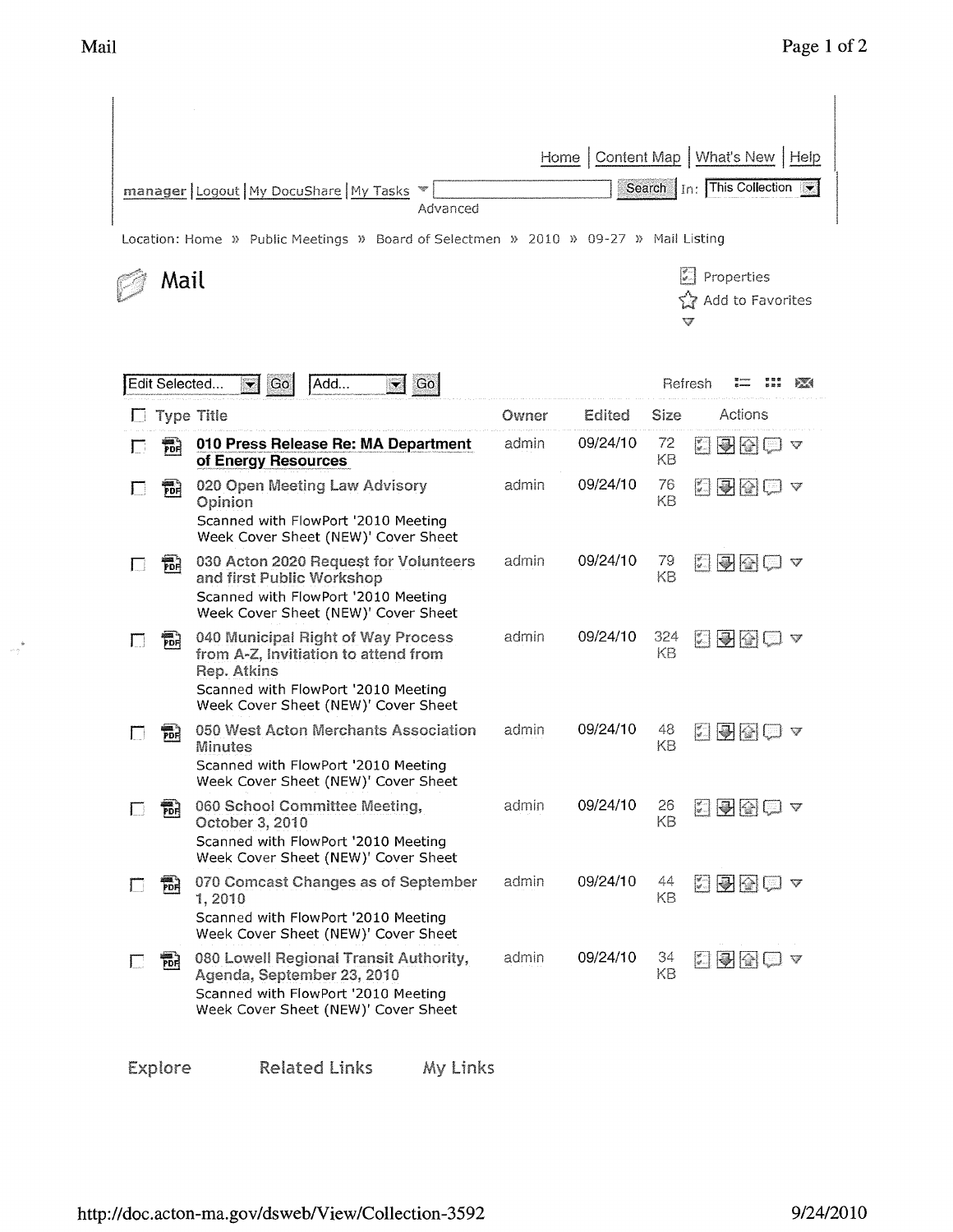Home | Content Map | What's New | Help

manager | Logout | My DocuShare | My Tasks | Search | In: This Collection

Advanced

Location: Home » Public Meetings » Board of Selectmen » 2010 » 09-27 » Mail Listing

# Mail

Properties

Add to Favorites

Edit Selected... Go | Add... Go | Refresh

| Type | Title | Owner | Edited | Size | Actions |
|---|---|---|---|---|---|
| PDF | **010 Press Release Re: MA Department of Energy Resources** | admin | 09/24/10 | 72 KB | |
| PDF | 020 Open Meeting Law Advisory Opinion<br>Scanned with FlowPort '2010 Meeting Week Cover Sheet (NEW)' Cover Sheet | admin | 09/24/10 | 76 KB | |
| PDF | 030 Acton 2020 Request for Volunteers and first Public Workshop<br>Scanned with FlowPort '2010 Meeting Week Cover Sheet (NEW)' Cover Sheet | admin | 09/24/10 | 79 KB | |
| PDF | 040 Municipal Right of Way Process from A-Z, Invitiation to attend from Rep. Atkins<br>Scanned with FlowPort '2010 Meeting Week Cover Sheet (NEW)' Cover Sheet | admin | 09/24/10 | 324 KB | |
| PDF | 050 West Acton Merchants Association Minutes<br>Scanned with FlowPort '2010 Meeting Week Cover Sheet (NEW)' Cover Sheet | admin | 09/24/10 | 48 KB | |
| PDF | 060 School Committee Meeting, October 3, 2010<br>Scanned with FlowPort '2010 Meeting Week Cover Sheet (NEW)' Cover Sheet | admin | 09/24/10 | 26 KB | |
| PDF | 070 Comcast Changes as of September 1, 2010<br>Scanned with FlowPort '2010 Meeting Week Cover Sheet (NEW)' Cover Sheet | admin | 09/24/10 | 44 KB | |
| PDF | 080 Lowell Regional Transit Authority, Agenda, September 23, 2010<br>Scanned with FlowPort '2010 Meeting Week Cover Sheet (NEW)' Cover Sheet | admin | 09/24/10 | 34 KB | |

Explore | Related Links | My Links

http://doc.acton-ma.gov/dsweb/View/Collection-3592 9/24/2010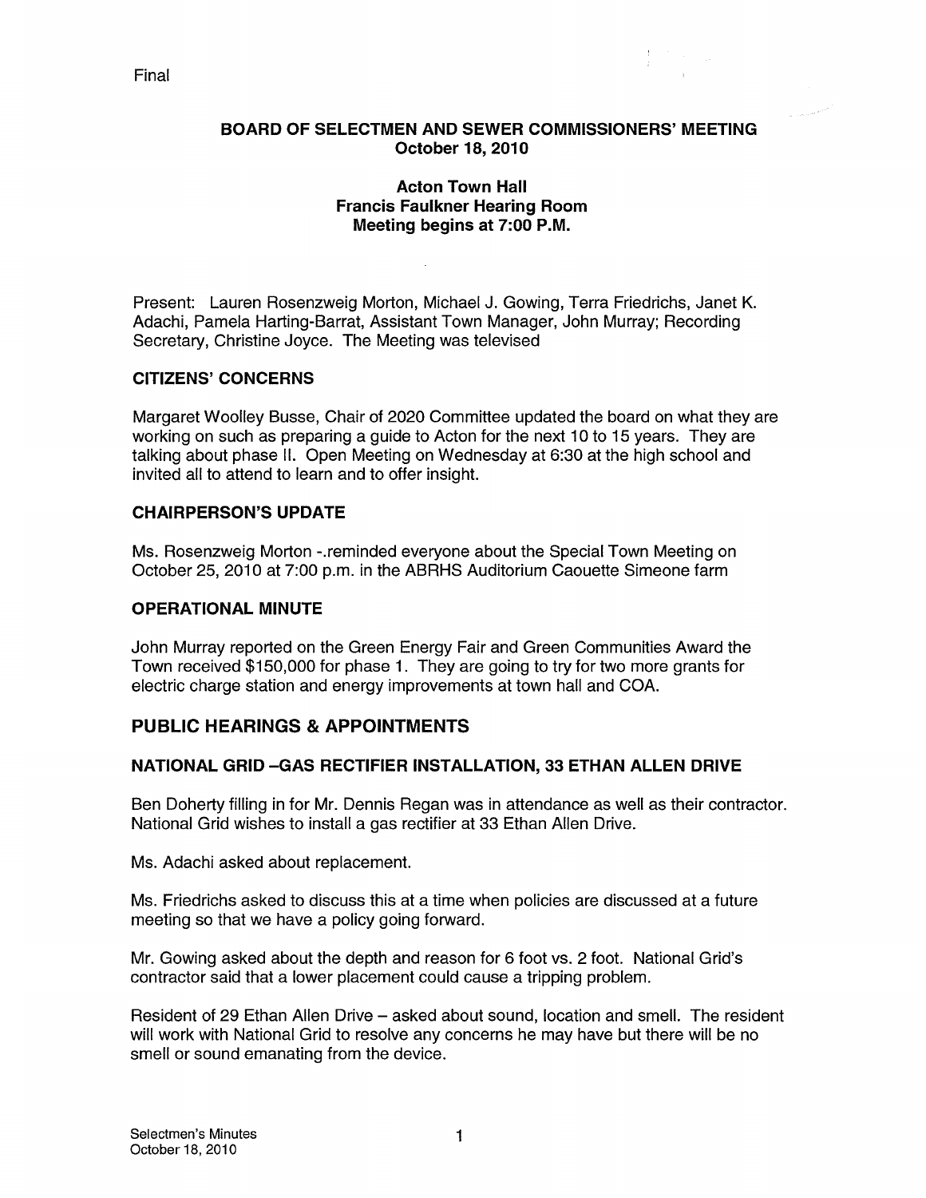Final

**BOARD OF SELECTMEN AND SEWER COMMISSIONERS' MEETING**
**October 18, 2010**

**Acton Town Hall**
**Francis Faulkner Hearing Room**
**Meeting begins at 7:00 P.M.**

Present: Lauren Rosenzweig Morton, Michael J. Gowing, Terra Friedrichs, Janet K. Adachi, Pamela Harting-Barrat, Assistant Town Manager, John Murray; Recording Secretary, Christine Joyce. The Meeting was televised

## CITIZENS' CONCERNS

Margaret Woolley Busse, Chair of 2020 Committee updated the board on what they are working on such as preparing a guide to Acton for the next 10 to 15 years. They are talking about phase II. Open Meeting on Wednesday at 6:30 at the high school and invited all to attend to learn and to offer insight.

## CHAIRPERSON'S UPDATE

Ms. Rosenzweig Morton -.reminded everyone about the Special Town Meeting on October 25, 2010 at 7:00 p.m. in the ABRHS Auditorium Caouette Simeone farm

## OPERATIONAL MINUTE

John Murray reported on the Green Energy Fair and Green Communities Award the Town received $150,000 for phase 1. They are going to try for two more grants for electric charge station and energy improvements at town hall and COA.

# PUBLIC HEARINGS & APPOINTMENTS

## NATIONAL GRID –GAS RECTIFIER INSTALLATION, 33 ETHAN ALLEN DRIVE

Ben Doherty filling in for Mr. Dennis Regan was in attendance as well as their contractor. National Grid wishes to install a gas rectifier at 33 Ethan Allen Drive.

Ms. Adachi asked about replacement.

Ms. Friedrichs asked to discuss this at a time when policies are discussed at a future meeting so that we have a policy going forward.

Mr. Gowing asked about the depth and reason for 6 foot vs. 2 foot. National Grid's contractor said that a lower placement could cause a tripping problem.

Resident of 29 Ethan Allen Drive – asked about sound, location and smell. The resident will work with National Grid to resolve any concerns he may have but there will be no smell or sound emanating from the device.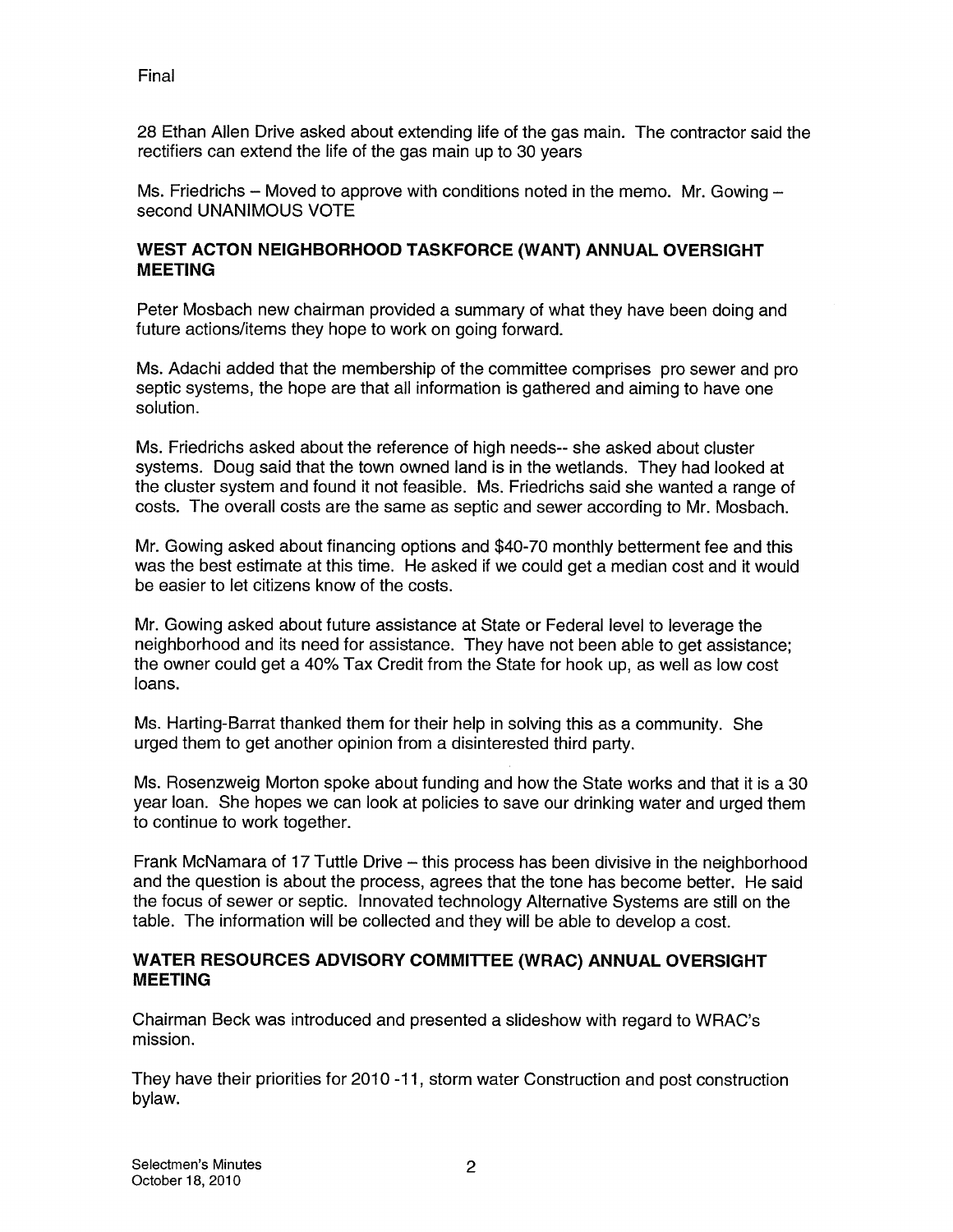28 Ethan Allen Drive asked about extending life of the gas main. The contractor said the rectifiers can extend the life of the gas main up to 30 years

Ms. Friedrichs – Moved to approve with conditions noted in the memo. Mr. Gowing – second UNANIMOUS VOTE

## WEST ACTON NEIGHBORHOOD TASKFORCE (WANT) ANNUAL OVERSIGHT MEETING

Peter Mosbach new chairman provided a summary of what they have been doing and future actions/items they hope to work on going forward.

Ms. Adachi added that the membership of the committee comprises pro sewer and pro septic systems, the hope are that all information is gathered and aiming to have one solution.

Ms. Friedrichs asked about the reference of high needs-- she asked about cluster systems. Doug said that the town owned land is in the wetlands. They had looked at the cluster system and found it not feasible. Ms. Friedrichs said she wanted a range of costs. The overall costs are the same as septic and sewer according to Mr. Mosbach.

Mr. Gowing asked about financing options and $40-70 monthly betterment fee and this was the best estimate at this time. He asked if we could get a median cost and it would be easier to let citizens know of the costs.

Mr. Gowing asked about future assistance at State or Federal level to leverage the neighborhood and its need for assistance. They have not been able to get assistance; the owner could get a 40% Tax Credit from the State for hook up, as well as low cost loans.

Ms. Harting-Barrat thanked them for their help in solving this as a community. She urged them to get another opinion from a disinterested third party.

Ms. Rosenzweig Morton spoke about funding and how the State works and that it is a 30 year loan. She hopes we can look at policies to save our drinking water and urged them to continue to work together.

Frank McNamara of 17 Tuttle Drive – this process has been divisive in the neighborhood and the question is about the process, agrees that the tone has become better. He said the focus of sewer or septic. Innovated technology Alternative Systems are still on the table. The information will be collected and they will be able to develop a cost.

## WATER RESOURCES ADVISORY COMMITTEE (WRAC) ANNUAL OVERSIGHT MEETING

Chairman Beck was introduced and presented a slideshow with regard to WRAC's mission.

They have their priorities for 2010 -11, storm water Construction and post construction bylaw.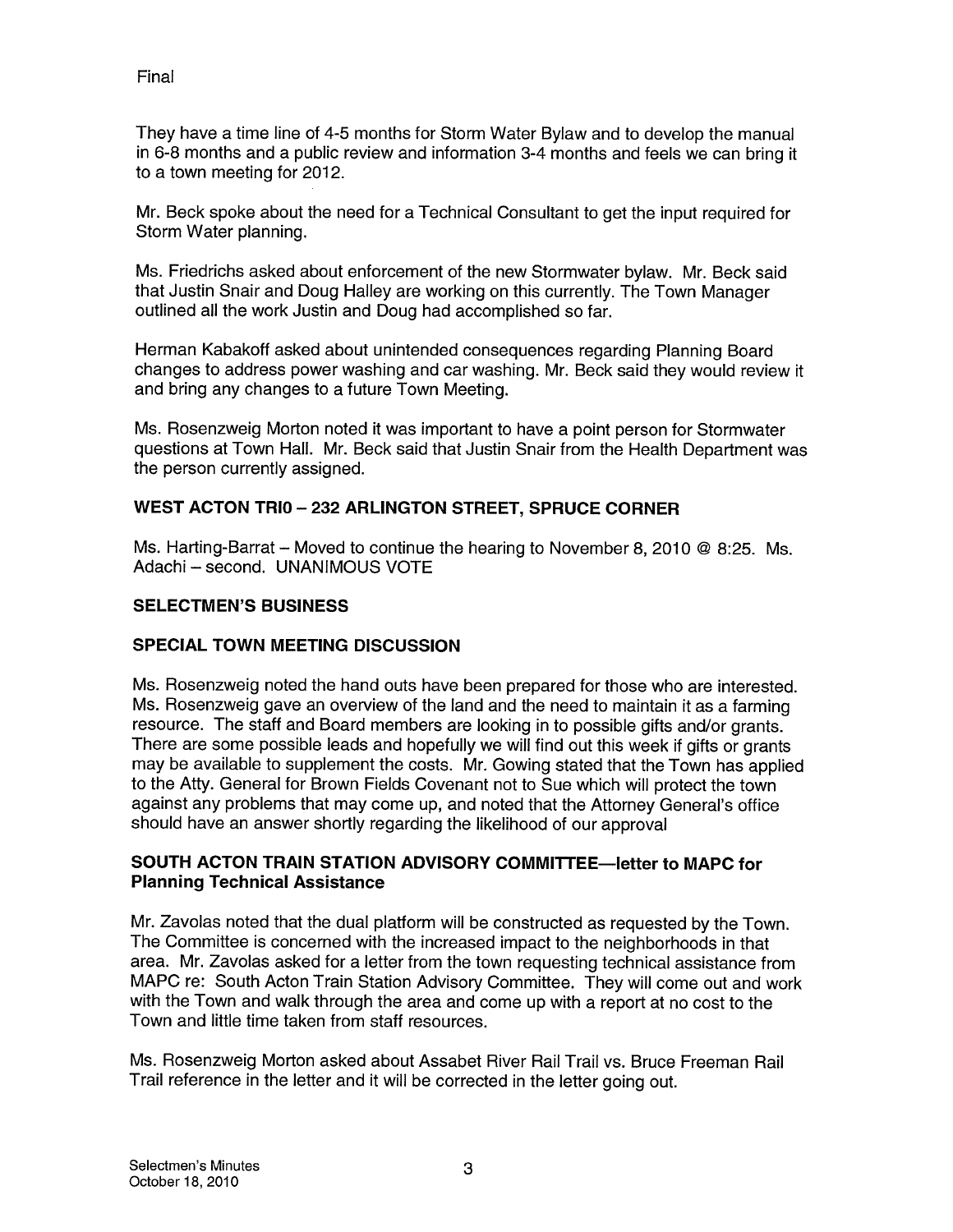Final

They have a time line of 4-5 months for Storm Water Bylaw and to develop the manual in 6-8 months and a public review and information 3-4 months and feels we can bring it to a town meeting for 2012.

Mr. Beck spoke about the need for a Technical Consultant to get the input required for Storm Water planning.

Ms. Friedrichs asked about enforcement of the new Stormwater bylaw. Mr. Beck said that Justin Snair and Doug Halley are working on this currently. The Town Manager outlined all the work Justin and Doug had accomplished so far.

Herman Kabakoff asked about unintended consequences regarding Planning Board changes to address power washing and car washing. Mr. Beck said they would review it and bring any changes to a future Town Meeting.

Ms. Rosenzweig Morton noted it was important to have a point person for Stormwater questions at Town Hall. Mr. Beck said that Justin Snair from the Health Department was the person currently assigned.

## WEST ACTON TRIO – 232 ARLINGTON STREET, SPRUCE CORNER

Ms. Harting-Barrat – Moved to continue the hearing to November 8, 2010 @ 8:25. Ms. Adachi – second. UNANIMOUS VOTE

## SELECTMEN'S BUSINESS

## SPECIAL TOWN MEETING DISCUSSION

Ms. Rosenzweig noted the hand outs have been prepared for those who are interested. Ms. Rosenzweig gave an overview of the land and the need to maintain it as a farming resource. The staff and Board members are looking in to possible gifts and/or grants. There are some possible leads and hopefully we will find out this week if gifts or grants may be available to supplement the costs. Mr. Gowing stated that the Town has applied to the Atty. General for Brown Fields Covenant not to Sue which will protect the town against any problems that may come up, and noted that the Attorney General's office should have an answer shortly regarding the likelihood of our approval

## SOUTH ACTON TRAIN STATION ADVISORY COMMITTEE—letter to MAPC for Planning Technical Assistance

Mr. Zavolas noted that the dual platform will be constructed as requested by the Town. The Committee is concerned with the increased impact to the neighborhoods in that area. Mr. Zavolas asked for a letter from the town requesting technical assistance from MAPC re: South Acton Train Station Advisory Committee. They will come out and work with the Town and walk through the area and come up with a report at no cost to the Town and little time taken from staff resources.

Ms. Rosenzweig Morton asked about Assabet River Rail Trail vs. Bruce Freeman Rail Trail reference in the letter and it will be corrected in the letter going out.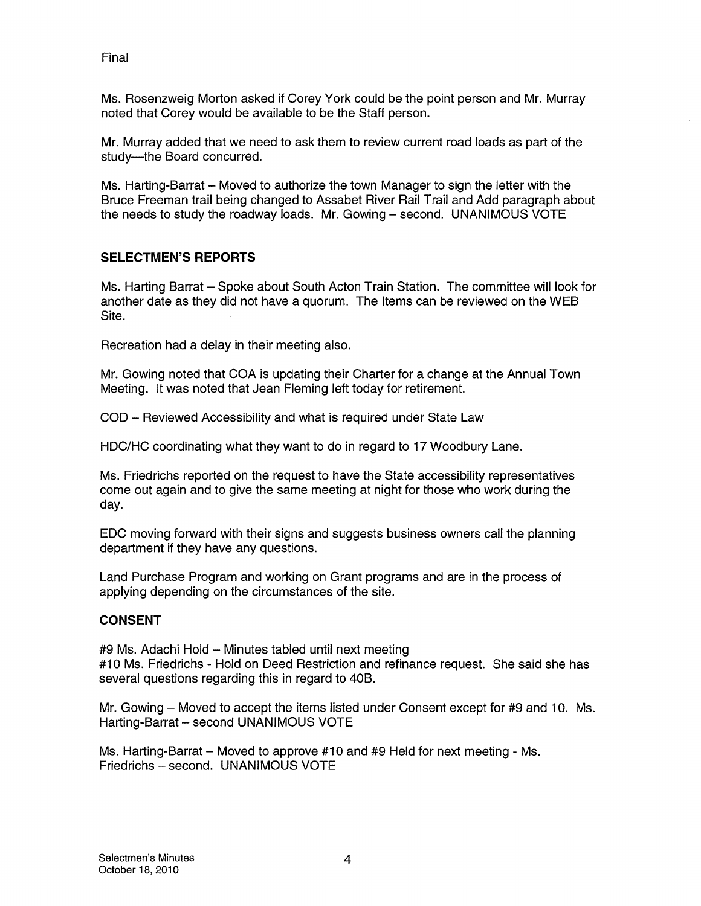Final

Ms. Rosenzweig Morton asked if Corey York could be the point person and Mr. Murray noted that Corey would be available to be the Staff person.

Mr. Murray added that we need to ask them to review current road loads as part of the study—the Board concurred.

Ms. Harting-Barrat – Moved to authorize the town Manager to sign the letter with the Bruce Freeman trail being changed to Assabet River Rail Trail and Add paragraph about the needs to study the roadway loads. Mr. Gowing – second. UNANIMOUS VOTE

## SELECTMEN'S REPORTS

Ms. Harting Barrat – Spoke about South Acton Train Station. The committee will look for another date as they did not have a quorum. The Items can be reviewed on the WEB Site.

Recreation had a delay in their meeting also.

Mr. Gowing noted that COA is updating their Charter for a change at the Annual Town Meeting. It was noted that Jean Fleming left today for retirement.

COD – Reviewed Accessibility and what is required under State Law

HDC/HC coordinating what they want to do in regard to 17 Woodbury Lane.

Ms. Friedrichs reported on the request to have the State accessibility representatives come out again and to give the same meeting at night for those who work during the day.

EDC moving forward with their signs and suggests business owners call the planning department if they have any questions.

Land Purchase Program and working on Grant programs and are in the process of applying depending on the circumstances of the site.

## CONSENT

#9 Ms. Adachi Hold – Minutes tabled until next meeting
#10 Ms. Friedrichs - Hold on Deed Restriction and refinance request. She said she has several questions regarding this in regard to 40B.

Mr. Gowing – Moved to accept the items listed under Consent except for #9 and 10. Ms. Harting-Barrat – second UNANIMOUS VOTE

Ms. Harting-Barrat – Moved to approve #10 and #9 Held for next meeting - Ms. Friedrichs – second. UNANIMOUS VOTE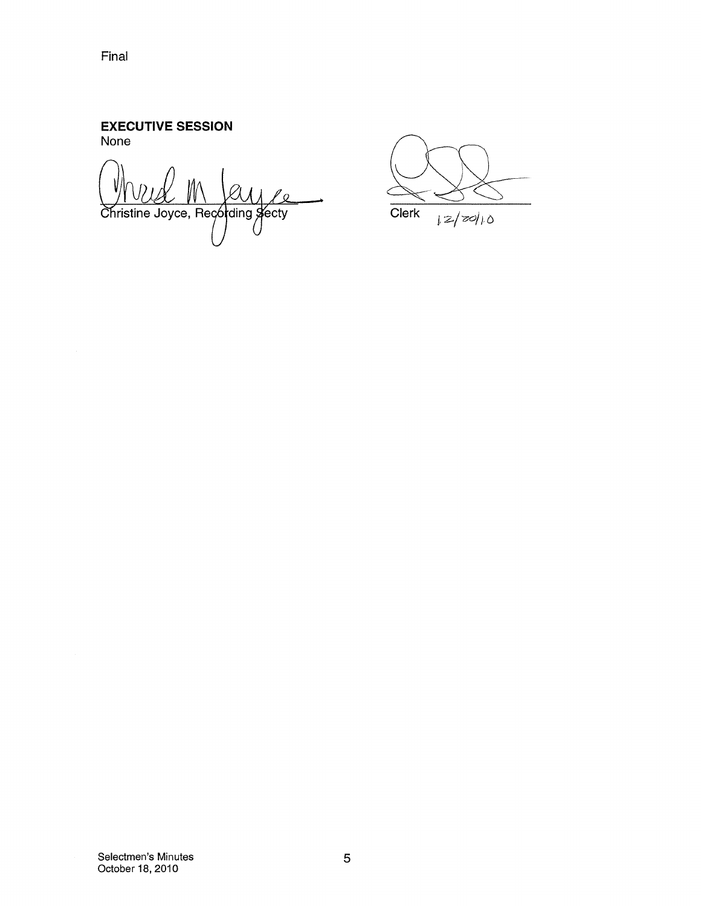Final

**EXECUTIVE SESSION**

None

Christine Joyce, Recording Secty

Clerk 12/20/10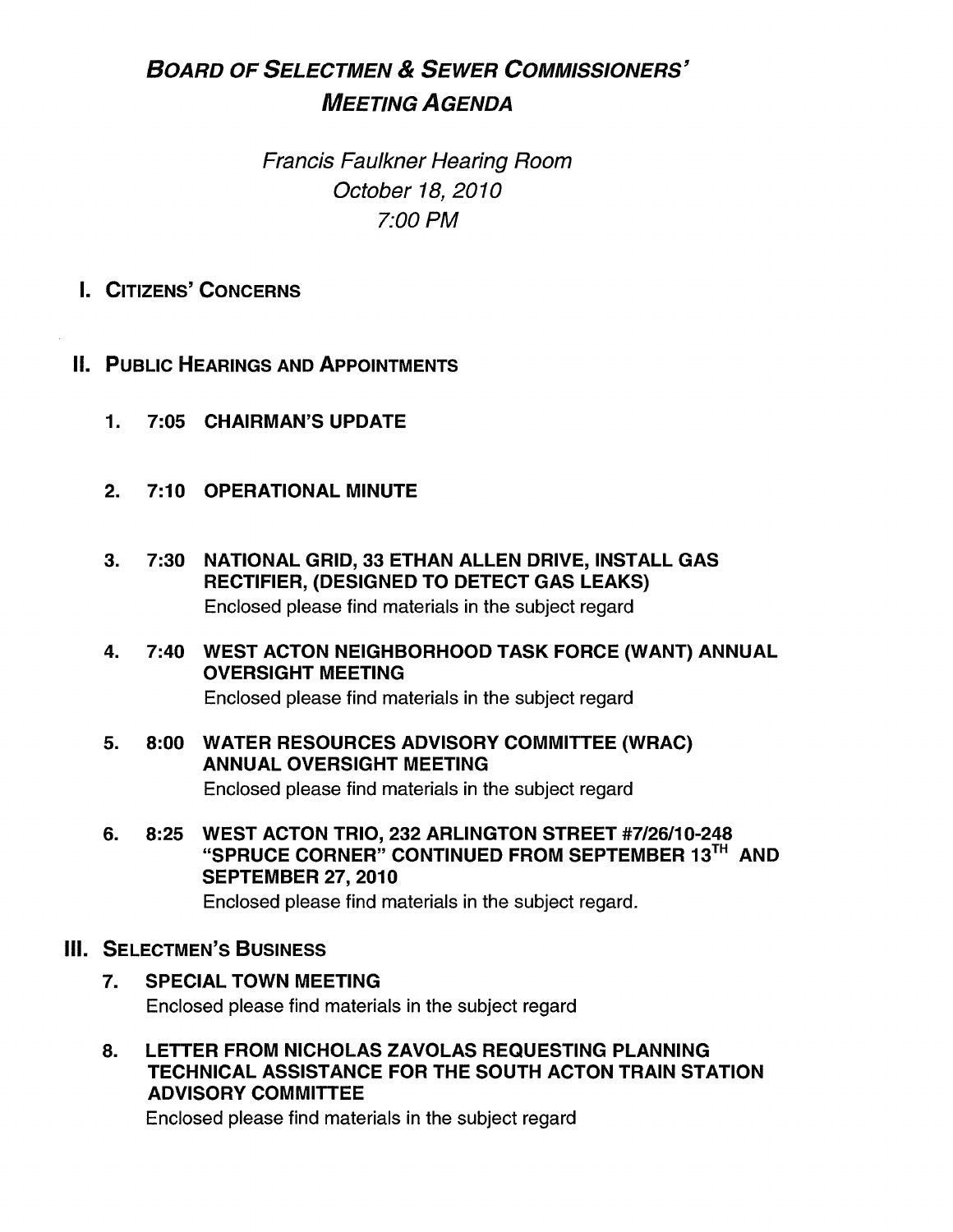# *BOARD OF SELECTMEN & SEWER COMMISSIONERS' MEETING AGENDA*

*Francis Faulkner Hearing Room*
*October 18, 2010*
*7:00 PM*

## I. CITIZENS' CONCERNS

## II. PUBLIC HEARINGS AND APPOINTMENTS

1. **7:05 CHAIRMAN'S UPDATE**

2. **7:10 OPERATIONAL MINUTE**

3. **7:30 NATIONAL GRID, 33 ETHAN ALLEN DRIVE, INSTALL GAS RECTIFIER, (DESIGNED TO DETECT GAS LEAKS)**
   Enclosed please find materials in the subject regard

4. **7:40 WEST ACTON NEIGHBORHOOD TASK FORCE (WANT) ANNUAL OVERSIGHT MEETING**
   Enclosed please find materials in the subject regard

5. **8:00 WATER RESOURCES ADVISORY COMMITTEE (WRAC) ANNUAL OVERSIGHT MEETING**
   Enclosed please find materials in the subject regard

6. **8:25 WEST ACTON TRIO, 232 ARLINGTON STREET #7/26/10-248 "SPRUCE CORNER" CONTINUED FROM SEPTEMBER 13TH AND SEPTEMBER 27, 2010**
   Enclosed please find materials in the subject regard.

## III. SELECTMEN'S BUSINESS

7. **SPECIAL TOWN MEETING**
   Enclosed please find materials in the subject regard

8. **LETTER FROM NICHOLAS ZAVOLAS REQUESTING PLANNING TECHNICAL ASSISTANCE FOR THE SOUTH ACTON TRAIN STATION ADVISORY COMMITTEE**
   Enclosed please find materials in the subject regard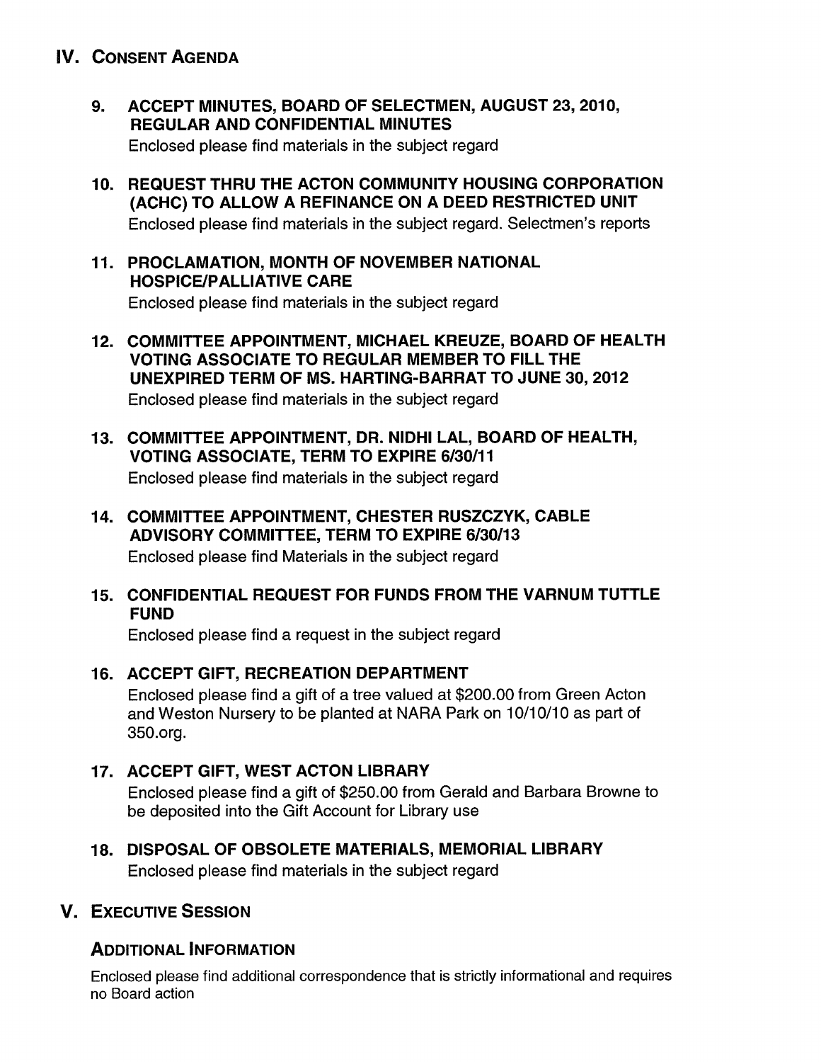## IV. Consent Agenda

### 9. ACCEPT MINUTES, BOARD OF SELECTMEN, AUGUST 23, 2010, REGULAR AND CONFIDENTIAL MINUTES

Enclosed please find materials in the subject regard

### 10. REQUEST THRU THE ACTON COMMUNITY HOUSING CORPORATION (ACHC) TO ALLOW A REFINANCE ON A DEED RESTRICTED UNIT

Enclosed please find materials in the subject regard. Selectmen's reports

### 11. PROCLAMATION, MONTH OF NOVEMBER NATIONAL HOSPICE/PALLIATIVE CARE

Enclosed please find materials in the subject regard

### 12. COMMITTEE APPOINTMENT, MICHAEL KREUZE, BOARD OF HEALTH VOTING ASSOCIATE TO REGULAR MEMBER TO FILL THE UNEXPIRED TERM OF MS. HARTING-BARRAT TO JUNE 30, 2012

Enclosed please find materials in the subject regard

### 13. COMMITTEE APPOINTMENT, DR. NIDHI LAL, BOARD OF HEALTH, VOTING ASSOCIATE, TERM TO EXPIRE 6/30/11

Enclosed please find materials in the subject regard

### 14. COMMITTEE APPOINTMENT, CHESTER RUSZCZYK, CABLE ADVISORY COMMITTEE, TERM TO EXPIRE 6/30/13

Enclosed please find Materials in the subject regard

### 15. CONFIDENTIAL REQUEST FOR FUNDS FROM THE VARNUM TUTTLE FUND

Enclosed please find a request in the subject regard

### 16. ACCEPT GIFT, RECREATION DEPARTMENT

Enclosed please find a gift of a tree valued at $200.00 from Green Acton and Weston Nursery to be planted at NARA Park on 10/10/10 as part of 350.org.

### 17. ACCEPT GIFT, WEST ACTON LIBRARY

Enclosed please find a gift of $250.00 from Gerald and Barbara Browne to be deposited into the Gift Account for Library use

### 18. DISPOSAL OF OBSOLETE MATERIALS, MEMORIAL LIBRARY

Enclosed please find materials in the subject regard

## V. Executive Session

### Additional Information

Enclosed please find additional correspondence that is strictly informational and requires no Board action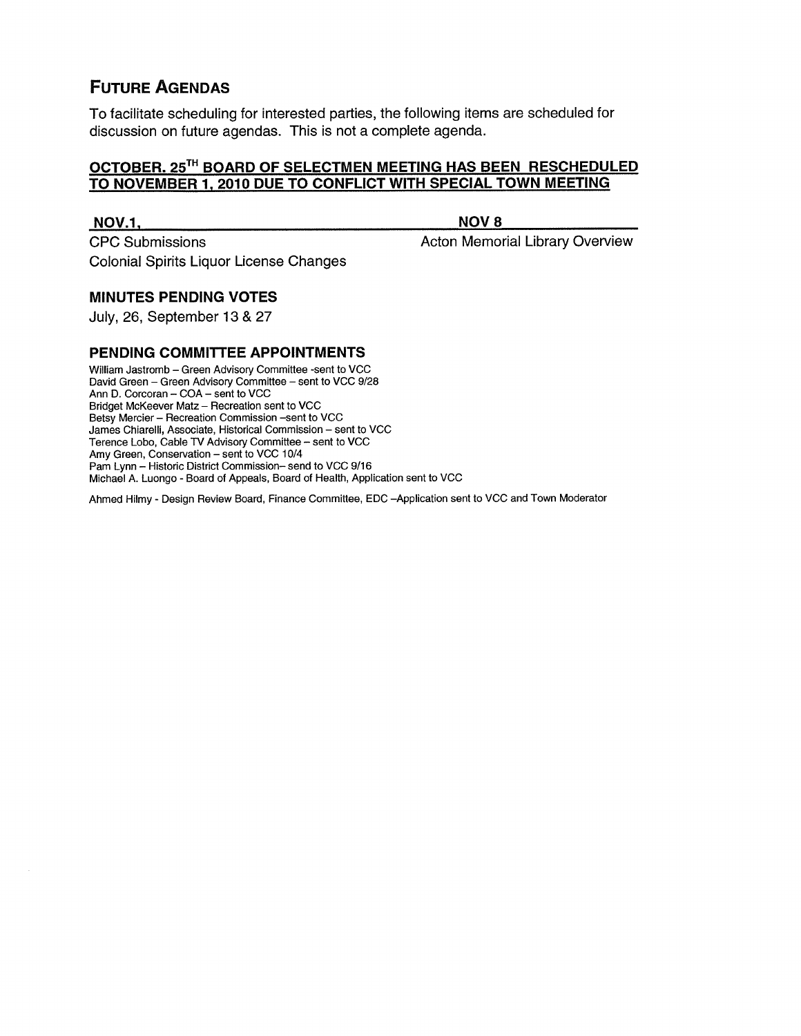## Future Agendas

To facilitate scheduling for interested parties, the following items are scheduled for discussion on future agendas. This is not a complete agenda.

**OCTOBER. 25TH BOARD OF SELECTMEN MEETING HAS BEEN RESCHEDULED TO NOVEMBER 1, 2010 DUE TO CONFLICT WITH SPECIAL TOWN MEETING**

| NOV.1, | NOV 8 |
|---|---|
| CPC Submissions | Acton Memorial Library Overview |
| Colonial Spirits Liquor License Changes | |

### MINUTES PENDING VOTES

July, 26, September 13 & 27

### PENDING COMMITTEE APPOINTMENTS

William Jastromb – Green Advisory Committee -sent to VCC
David Green – Green Advisory Committee – sent to VCC 9/28
Ann D. Corcoran – COA – sent to VCC
Bridget McKeever Matz – Recreation sent to VCC
Betsy Mercier – Recreation Commission –sent to VCC
James Chiarelli, Associate, Historical Commission – sent to VCC
Terence Lobo, Cable TV Advisory Committee – sent to VCC
Amy Green, Conservation – sent to VCC 10/4
Pam Lynn – Historic District Commission– send to VCC 9/16
Michael A. Luongo - Board of Appeals, Board of Health, Application sent to VCC

Ahmed Hilmy - Design Review Board, Finance Committee, EDC –Application sent to VCC and Town Moderator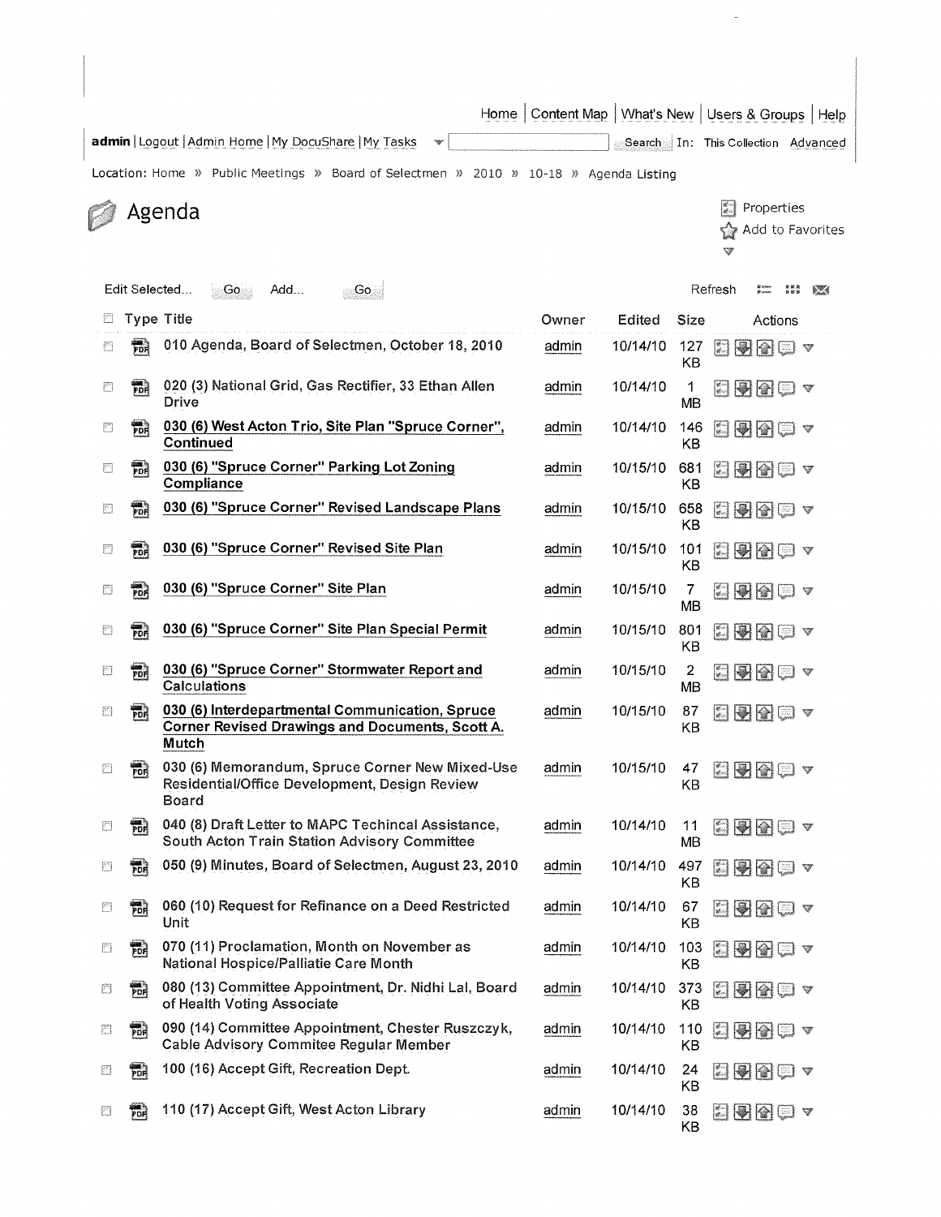Home | Content Map | What's New | Users & Groups | Help

**admin** | Logout | Admin Home | My DocuShare | My Tasks Search In: This Collection Advanced

Location: Home » Public Meetings » Board of Selectmen » 2010 » 10-18 » Agenda Listing

# Agenda

Properties
Add to Favorites

Edit Selected... Go Add... Go Refresh

| Type | Title | Owner | Edited | Size | Actions |
|---|---|---|---|---|---|
| PDF | 010 Agenda, Board of Selectmen, October 18, 2010 | admin | 10/14/10 | 127 KB | |
| PDF | 020 (3) National Grid, Gas Rectifier, 33 Ethan Allen Drive | admin | 10/14/10 | 1 MB | |
| PDF | **030 (6) West Acton Trio, Site Plan "Spruce Corner", Continued** | admin | 10/14/10 | 146 KB | |
| PDF | **030 (6) "Spruce Corner" Parking Lot Zoning Compliance** | admin | 10/15/10 | 681 KB | |
| PDF | **030 (6) "Spruce Corner" Revised Landscape Plans** | admin | 10/15/10 | 658 KB | |
| PDF | **030 (6) "Spruce Corner" Revised Site Plan** | admin | 10/15/10 | 101 KB | |
| PDF | **030 (6) "Spruce Corner" Site Plan** | admin | 10/15/10 | 7 MB | |
| PDF | **030 (6) "Spruce Corner" Site Plan Special Permit** | admin | 10/15/10 | 801 KB | |
| PDF | **030 (6) "Spruce Corner" Stormwater Report and Calculations** | admin | 10/15/10 | 2 MB | |
| PDF | **030 (6) Interdepartmental Communication, Spruce Corner Revised Drawings and Documents, Scott A. Mutch** | admin | 10/15/10 | 87 KB | |
| PDF | 030 (6) Memorandum, Spruce Corner New Mixed-Use Residential/Office Development, Design Review Board | admin | 10/15/10 | 47 KB | |
| PDF | 040 (8) Draft Letter to MAPC Techincal Assistance, South Acton Train Station Advisory Committee | admin | 10/14/10 | 11 MB | |
| PDF | 050 (9) Minutes, Board of Selectmen, August 23, 2010 | admin | 10/14/10 | 497 KB | |
| PDF | 060 (10) Request for Refinance on a Deed Restricted Unit | admin | 10/14/10 | 67 KB | |
| PDF | 070 (11) Proclamation, Month on November as National Hospice/Palliatie Care Month | admin | 10/14/10 | 103 KB | |
| PDF | 080 (13) Committee Appointment, Dr. Nidhi Lal, Board of Health Voting Associate | admin | 10/14/10 | 373 KB | |
| PDF | 090 (14) Committee Appointment, Chester Ruszczyk, Cable Advisory Commitee Regular Member | admin | 10/14/10 | 110 KB | |
| PDF | 100 (16) Accept Gift, Recreation Dept. | admin | 10/14/10 | 24 KB | |
| PDF | 110 (17) Accept Gift, West Acton Library | admin | 10/14/10 | 38 KB | |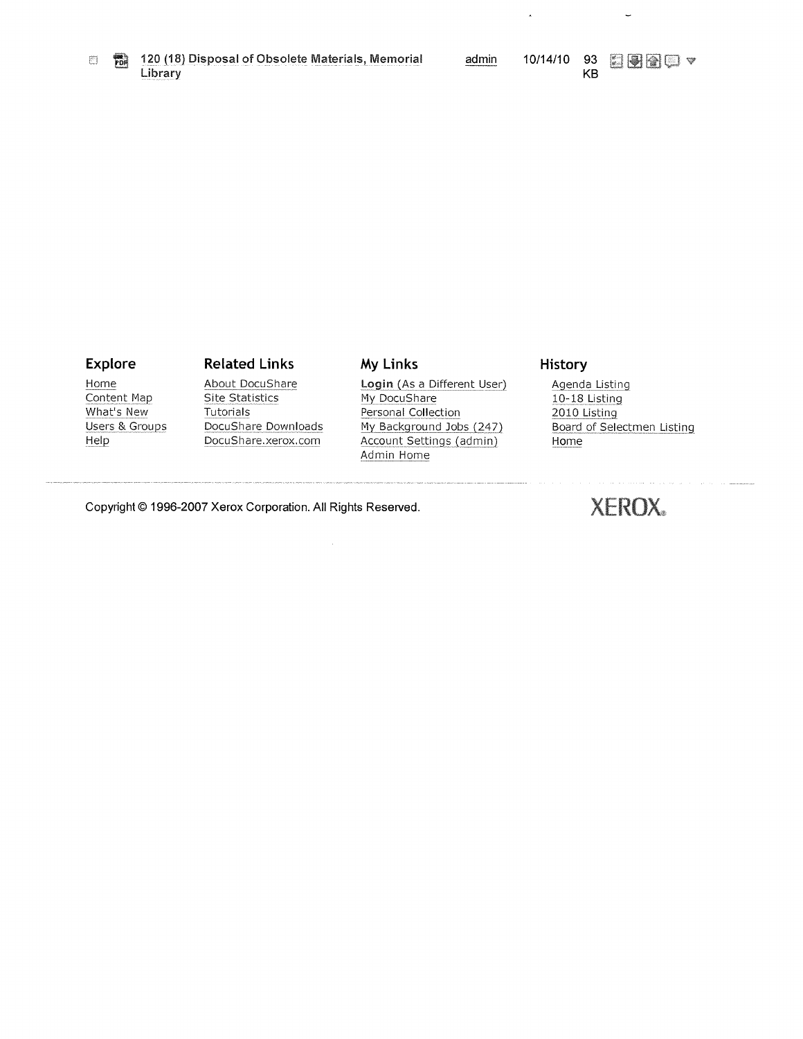| | | | | |
|---|---|---|---|---|
| 120 (18) Disposal of Obsolete Materials, Memorial Library | admin | 10/14/10 | 93 KB | |

**Explore**

- Home
- Content Map
- What's New
- Users & Groups
- Help

**Related Links**

- About DocuShare
- Site Statistics
- Tutorials
- DocuShare Downloads
- DocuShare.xerox.com

**My Links**

- **Login** (As a Different User)
- My DocuShare
- Personal Collection
- My Background Jobs (247)
- Account Settings (admin)
- Admin Home

**History**

- Agenda Listing
- 10-18 Listing
- 2010 Listing
- Board of Selectmen Listing
- Home

Copyright © 1996-2007 Xerox Corporation. All Rights Reserved.

XEROX.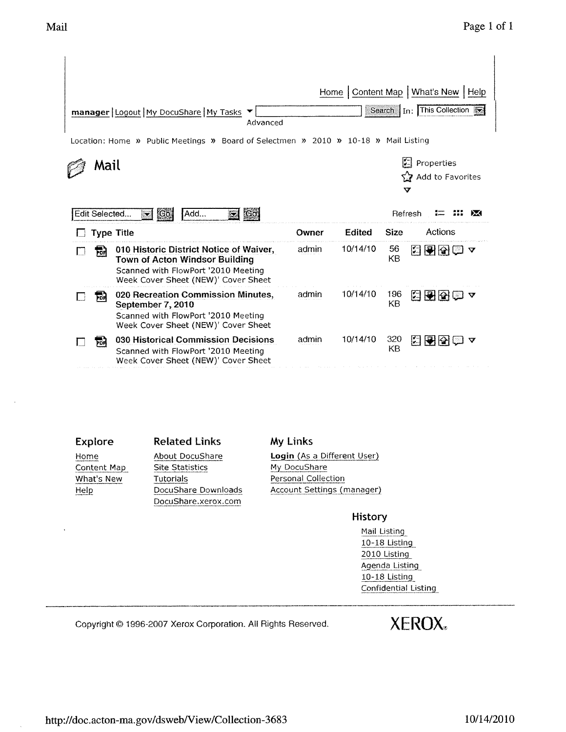Home | Content Map | What's New | Help

manager | Logout | My DocuShare | My Tasks ▼ Search In: This Collection

Advanced

Location: Home » Public Meetings » Board of Selectmen » 2010 » 10-18 » Mail Listing

# Mail

Properties

Add to Favorites

Edit Selected... Go | Add... Go | Refresh

| Type | Title | Owner | Edited | Size | Actions |
|---|---|---|---|---|---|
| PDF | **010 Historic District Notice of Waiver, Town of Acton Windsor Building** Scanned with FlowPort '2010 Meeting Week Cover Sheet (NEW)' Cover Sheet | admin | 10/14/10 | 56 KB | |
| PDF | **020 Recreation Commission Minutes, September 7, 2010** Scanned with FlowPort '2010 Meeting Week Cover Sheet (NEW)' Cover Sheet | admin | 10/14/10 | 196 KB | |
| PDF | **030 Historical Commission Decisions** Scanned with FlowPort '2010 Meeting Week Cover Sheet (NEW)' Cover Sheet | admin | 10/14/10 | 320 KB | |

### Explore

- Home
- Content Map
- What's New
- Help

### Related Links

- About DocuShare
- Site Statistics
- Tutorials
- DocuShare Downloads
- DocuShare.xerox.com

### My Links

- **Login** (As a Different User)
- My DocuShare
- Personal Collection
- Account Settings (manager)

### History

- Mail Listing
- 10-18 Listing
- 2010 Listing
- Agenda Listing
- 10-18 Listing
- Confidential Listing

Copyright © 1996-2007 Xerox Corporation. All Rights Reserved. XEROX

http://doc.acton-ma.gov/dsweb/View/Collection-3683 10/14/2010